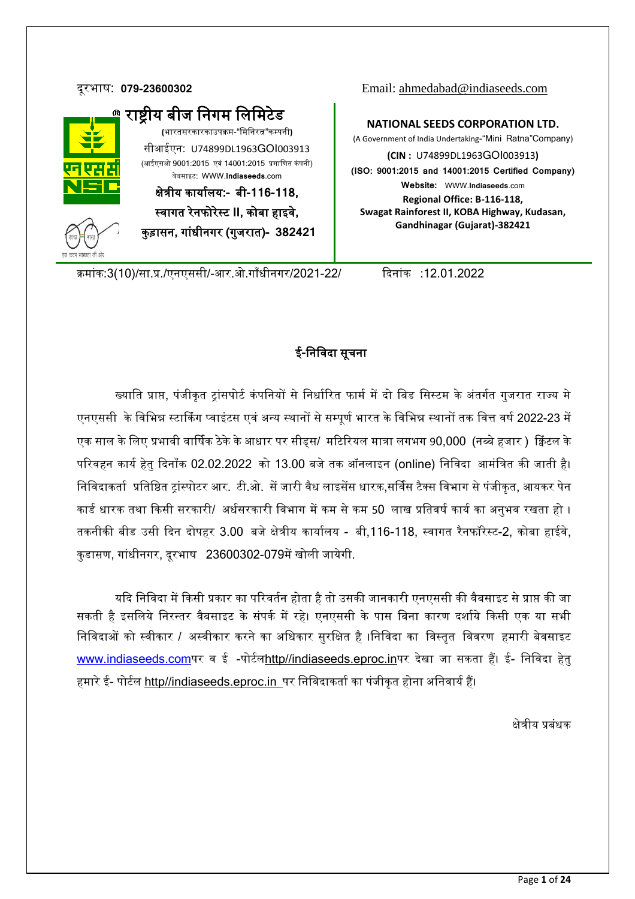दूरभाष: **079-23600302**

Email: ahmedabad@indiaseeds.com

**राष्ट्रीय बीज निगम लिमिटेड**

(भारतसरकारकाउपक्रम-"मिनिरत्न"कम्पनी)

सीआईएन: U74899DL1963GOI003913

(आईएसओ 9001:2015 एवं 14001:2015 प्रमाणित कंपनी)

वेबसाइट: WWW.**Indiaseeds**.com

**क्षेत्रीय कार्यालय:- बी-116-118, स्वागत रेनफोरेस्ट II, कोबा हाइवे, कुड़ासन, गांधीनगर (गुजरात)- 382421**

**NATIONAL SEEDS CORPORATION LTD.**

(A Government of India Undertaking-"Mini Ratna"Company)

**(CIN :** U74899DL1963GOI003913**)**

**(ISO: 9001:2015 and 14001:2015 Certified Company)**

**Website:** WWW.**Indiaseeds**.com

**Regional Office: B-116-118, Swagat Rainforest II, KOBA Highway, Kudasan, Gandhinagar (Gujarat)-382421**

क्रमांक:3(10)/सा.प्र./एनएससी/-आर.ओ.गाँधीनगर/2021-22/ दिनांक :12.01.2022

## ई-निविदा सूचना

ख्याति प्राप्त, पंजीकृत ट्रांसपोर्ट कंपनियों से निर्धारित फार्म में दो बिड सिस्टम के अंतर्गत गुजरात राज्य मे एनएससी के विभिन्न स्टार्किंग प्वाइंटस एवं अन्य स्थानों से सम्पूर्ण भारत के विभिन्न स्थानों तक वित्त वर्ष 2022-23 में एक साल के लिए प्रभावी वार्षिक ठेके के आधार पर सीड्स/ मटिरियल मात्रा लगभग 90,000 (नब्बे हजार ) क्विंटल के परिवहन कार्य हेतु दिनाँक 02.02.2022 को 13.00 बजे तक ऑनलाइन (online) निविदा आमंत्रित की जाती है। निविदाकर्ता प्रतिष्ठित ट्रांस्पोटर आर. टी.ओ. सें जारी वैध लाइसेंस धारक,सर्विस टैक्स विभाग से पंजीकृत, आयकर पेन कार्ड धारक तथा किसी सरकारी/ अर्धसरकारी विभाग में कम से कम 50 लाख प्रतिवर्ष कार्य का अनुभव रखता हो । तकनीकी बीड उसी दिन दोपहर 3.00 बजे क्षेत्रीय कार्यालय - बी,116-118, स्वागत रैनफॉरेस्ट-2, कोबा हाईवे, कुडासण, गांधीनगर, दूरभाष 23600302-079में खोली जायेगी.

यदि निविदा में किसी प्रकार का परिवर्तन होता है तो उसकी जानकारी एनएससी की वैबसाइट से प्राप्त की जा सकती है इसलिये निरन्तर वैबसाइट के संपर्क में रहे। एनएससी के पास बिना कारण दर्शाये किसी एक या सभी निविदाओं को स्वीकार / अस्वीकार करने का अधिकार सुरक्षित है ।निविदा का विस्तृत विवरण हमारी बेवसाइट www.indiaseeds.comपर व ई -पोर्टलhttp//indiaseeds.eproc.inपर देखा जा सकता हैं। ई- निविदा हेतु हमारे ई- पोर्टल http//indiaseeds.eproc.in पर निविदाकर्ता का पंजीकृत होना अनिवार्य हैं।

क्षेत्रीय प्रबंधक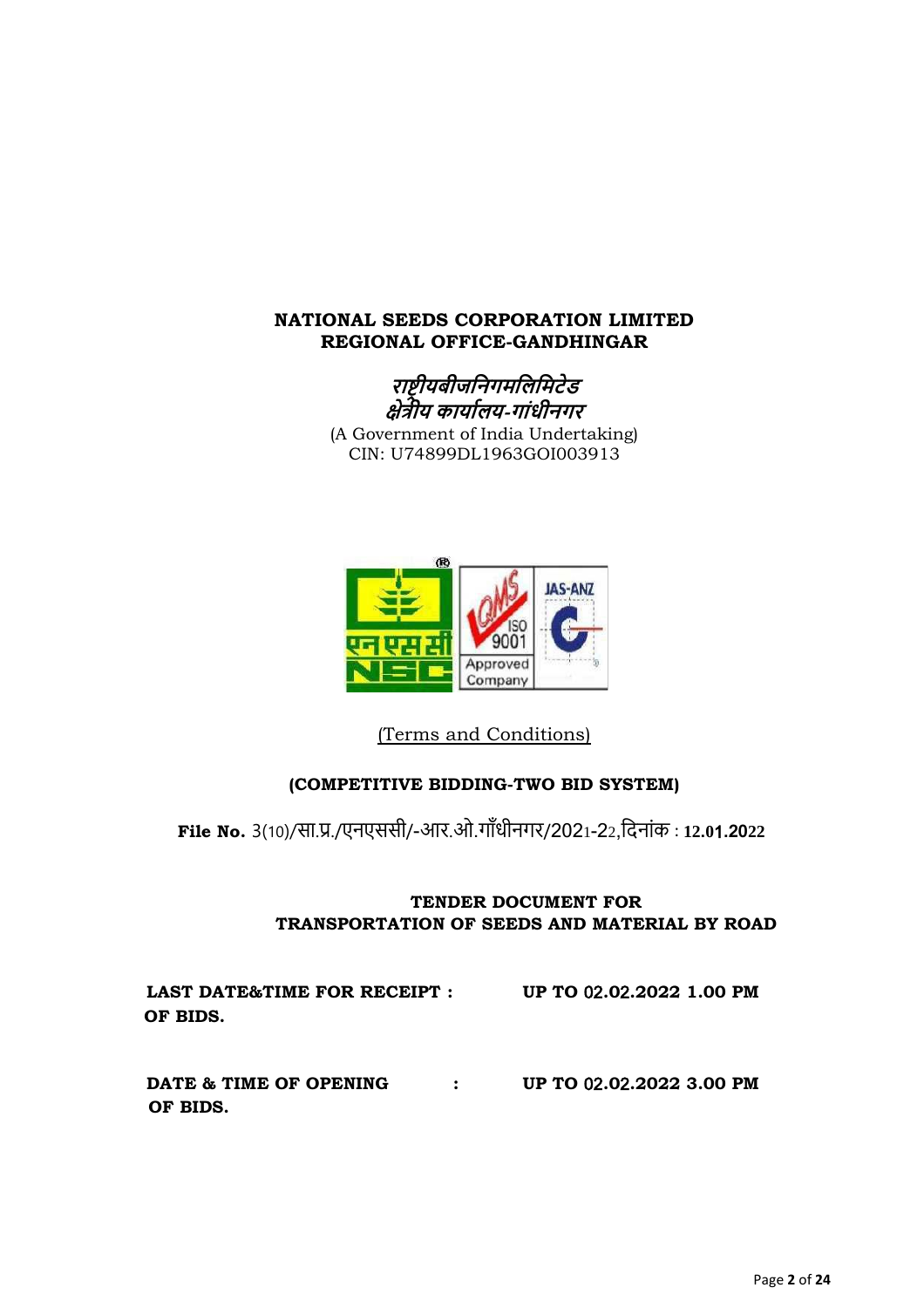**NATIONAL SEEDS CORPORATION LIMITED**
**REGIONAL OFFICE-GANDHINGAR**

***राष्ट्रीयबीजनिगमलिमिटेड***
***क्षेत्रीय कार्यालय-गांधीनगर***

(A Government of India Undertaking)
CIN: U74899DL1963GOI003913

(Terms and Conditions)

**(COMPETITIVE BIDDING-TWO BID SYSTEM)**

**File No.** 3(10)/सा.प्र./एनएससी/-आर.ओ.गाँधीनगर/2021-22,दिनांक : **12.01.2022**

**TENDER DOCUMENT FOR**
**TRANSPORTATION OF SEEDS AND MATERIAL BY ROAD**

| | | |
|---|---|---|
| **LAST DATE&TIME FOR RECEIPT OF BIDS.** | **:** | **UP TO 02.02.2022 1.00 PM** |
| **DATE & TIME OF OPENING OF BIDS.** | **:** | **UP TO 02.02.2022 3.00 PM** |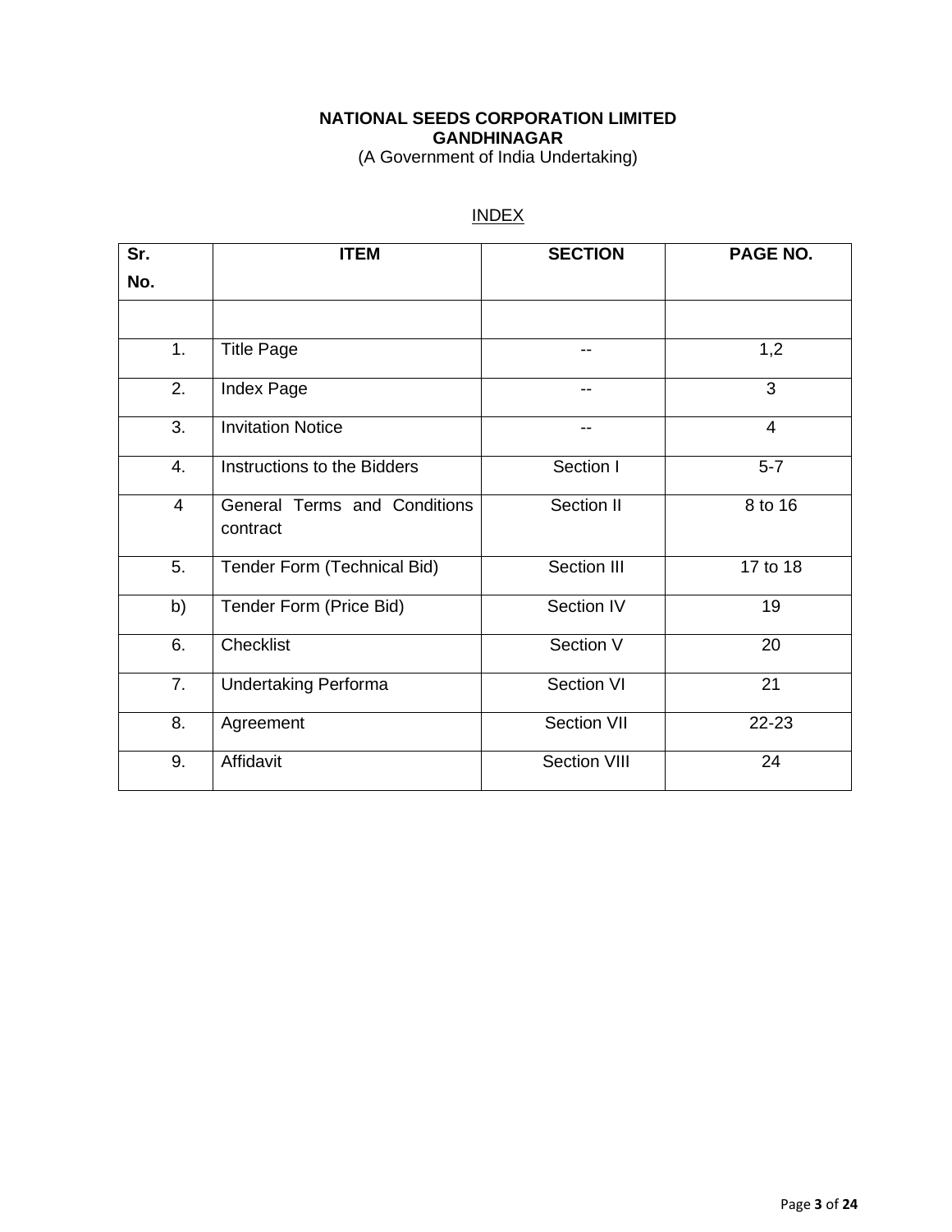**NATIONAL SEEDS CORPORATION LIMITED**
**GANDHINAGAR**
(A Government of India Undertaking)

<u>INDEX</u>

| Sr. No. | ITEM | SECTION | PAGE NO. |
|---|---|---|---|
| | | | |
| 1. | Title Page | -- | 1,2 |
| 2. | Index Page | -- | 3 |
| 3. | Invitation Notice | -- | 4 |
| 4. | Instructions to the Bidders | Section I | 5-7 |
| 4 | General Terms and Conditions contract | Section II | 8 to 16 |
| 5. | Tender Form (Technical Bid) | Section III | 17 to 18 |
| b) | Tender Form (Price Bid) | Section IV | 19 |
| 6. | Checklist | Section V | 20 |
| 7. | Undertaking Performa | Section VI | 21 |
| 8. | Agreement | Section VII | 22-23 |
| 9. | Affidavit | Section VIII | 24 |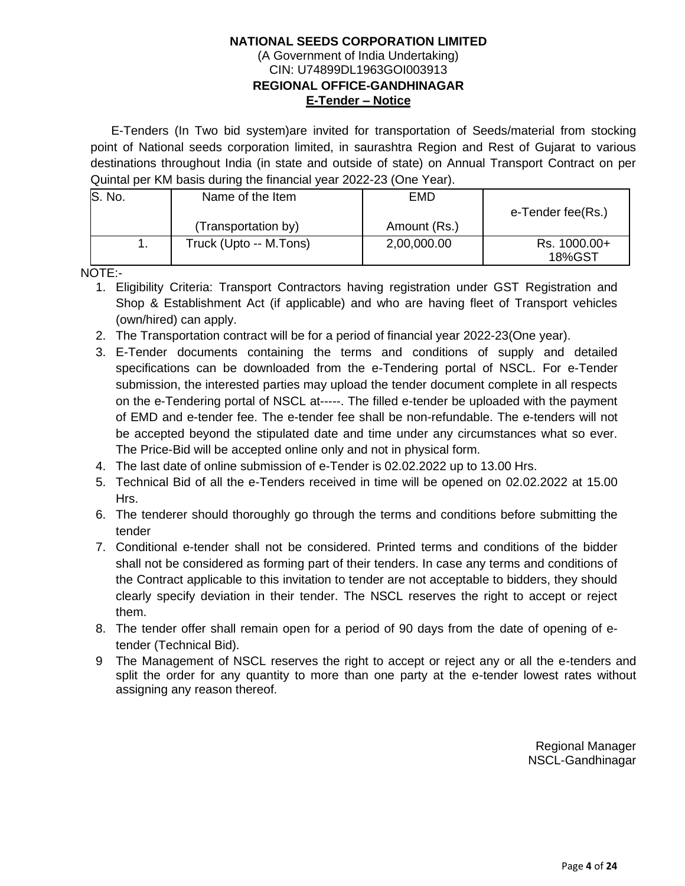**NATIONAL SEEDS CORPORATION LIMITED**
(A Government of India Undertaking)
CIN: U74899DL1963GOI003913
**REGIONAL OFFICE-GANDHINAGAR**
**E-Tender – Notice**

E-Tenders (In Two bid system)are invited for transportation of Seeds/material from stocking point of National seeds corporation limited, in saurashtra Region and Rest of Gujarat to various destinations throughout India (in state and outside of state) on Annual Transport Contract on per Quintal per KM basis during the financial year 2022-23 (One Year).

| S. No. | Name of the Item (Transportation by) | EMD Amount (Rs.) | e-Tender fee(Rs.) |
|---|---|---|---|
| 1. | Truck (Upto -- M.Tons) | 2,00,000.00 | Rs. 1000.00+ 18%GST |

NOTE:-

1. Eligibility Criteria: Transport Contractors having registration under GST Registration and Shop & Establishment Act (if applicable) and who are having fleet of Transport vehicles (own/hired) can apply.
2. The Transportation contract will be for a period of financial year 2022-23(One year).
3. E-Tender documents containing the terms and conditions of supply and detailed specifications can be downloaded from the e-Tendering portal of NSCL. For e-Tender submission, the interested parties may upload the tender document complete in all respects on the e-Tendering portal of NSCL at-----. The filled e-tender be uploaded with the payment of EMD and e-tender fee. The e-tender fee shall be non-refundable. The e-tenders will not be accepted beyond the stipulated date and time under any circumstances what so ever. The Price-Bid will be accepted online only and not in physical form.
4. The last date of online submission of e-Tender is 02.02.2022 up to 13.00 Hrs.
5. Technical Bid of all the e-Tenders received in time will be opened on 02.02.2022 at 15.00 Hrs.
6. The tenderer should thoroughly go through the terms and conditions before submitting the tender
7. Conditional e-tender shall not be considered. Printed terms and conditions of the bidder shall not be considered as forming part of their tenders. In case any terms and conditions of the Contract applicable to this invitation to tender are not acceptable to bidders, they should clearly specify deviation in their tender. The NSCL reserves the right to accept or reject them.
8. The tender offer shall remain open for a period of 90 days from the date of opening of e-tender (Technical Bid).
9. The Management of NSCL reserves the right to accept or reject any or all the e-tenders and split the order for any quantity to more than one party at the e-tender lowest rates without assigning any reason thereof.

Regional Manager
NSCL-Gandhinagar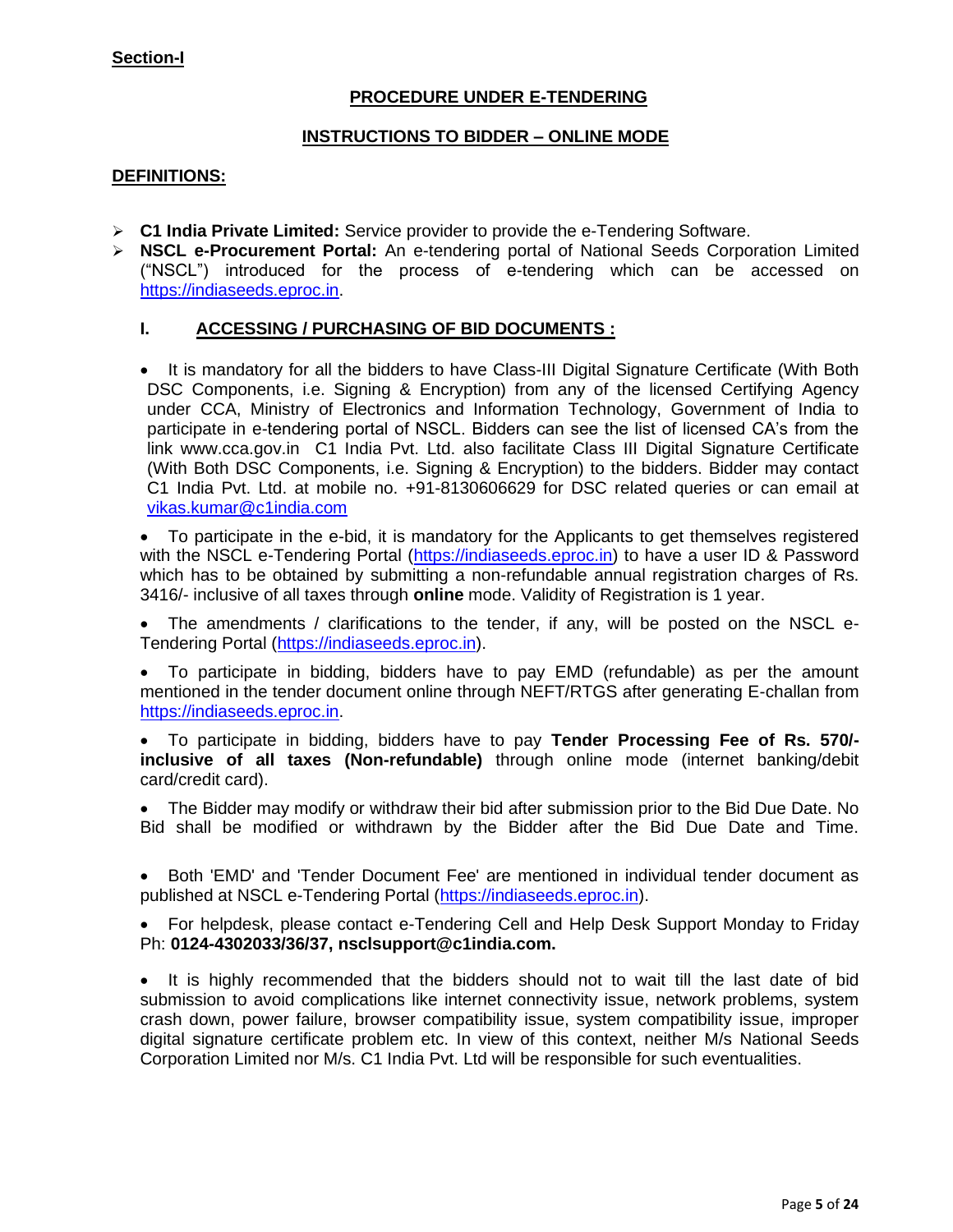**Section-I**

## PROCEDURE UNDER E-TENDERING

## INSTRUCTIONS TO BIDDER – ONLINE MODE

**DEFINITIONS:**

- **C1 India Private Limited:** Service provider to provide the e-Tendering Software.
- **NSCL e-Procurement Portal:** An e-tendering portal of National Seeds Corporation Limited ("NSCL") introduced for the process of e-tendering which can be accessed on https://indiaseeds.eproc.in.

### I. ACCESSING / PURCHASING OF BID DOCUMENTS :

- It is mandatory for all the bidders to have Class-III Digital Signature Certificate (With Both DSC Components, i.e. Signing & Encryption) from any of the licensed Certifying Agency under CCA, Ministry of Electronics and Information Technology, Government of India to participate in e-tendering portal of NSCL. Bidders can see the list of licensed CA's from the link www.cca.gov.in C1 India Pvt. Ltd. also facilitate Class III Digital Signature Certificate (With Both DSC Components, i.e. Signing & Encryption) to the bidders. Bidder may contact C1 India Pvt. Ltd. at mobile no. +91-8130606629 for DSC related queries or can email at vikas.kumar@c1india.com

- To participate in the e-bid, it is mandatory for the Applicants to get themselves registered with the NSCL e-Tendering Portal (https://indiaseeds.eproc.in) to have a user ID & Password which has to be obtained by submitting a non-refundable annual registration charges of Rs. 3416/- inclusive of all taxes through **online** mode. Validity of Registration is 1 year.

- The amendments / clarifications to the tender, if any, will be posted on the NSCL e-Tendering Portal (https://indiaseeds.eproc.in).

- To participate in bidding, bidders have to pay EMD (refundable) as per the amount mentioned in the tender document online through NEFT/RTGS after generating E-challan from https://indiaseeds.eproc.in.

- To participate in bidding, bidders have to pay **Tender Processing Fee of Rs. 570/- inclusive of all taxes (Non-refundable)** through online mode (internet banking/debit card/credit card).

- The Bidder may modify or withdraw their bid after submission prior to the Bid Due Date. No Bid shall be modified or withdrawn by the Bidder after the Bid Due Date and Time.

- Both 'EMD' and 'Tender Document Fee' are mentioned in individual tender document as published at NSCL e-Tendering Portal (https://indiaseeds.eproc.in).

- For helpdesk, please contact e-Tendering Cell and Help Desk Support Monday to Friday Ph: **0124-4302033/36/37, nsclsupport@c1india.com.**

- It is highly recommended that the bidders should not to wait till the last date of bid submission to avoid complications like internet connectivity issue, network problems, system crash down, power failure, browser compatibility issue, system compatibility issue, improper digital signature certificate problem etc. In view of this context, neither M/s National Seeds Corporation Limited nor M/s. C1 India Pvt. Ltd will be responsible for such eventualities.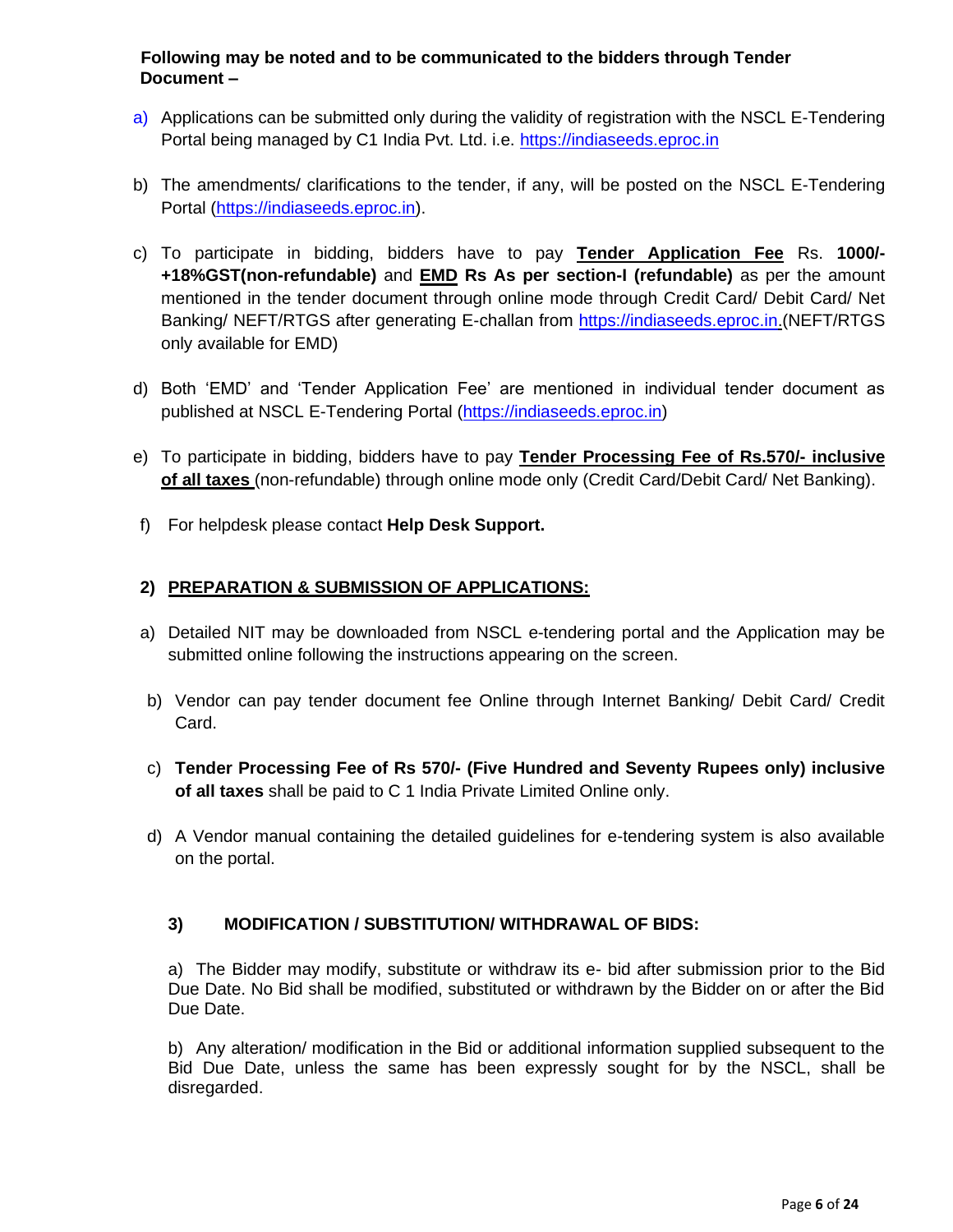**Following may be noted and to be communicated to the bidders through Tender Document –**

a) Applications can be submitted only during the validity of registration with the NSCL E-Tendering Portal being managed by C1 India Pvt. Ltd. i.e. https://indiaseeds.eproc.in

b) The amendments/ clarifications to the tender, if any, will be posted on the NSCL E-Tendering Portal (https://indiaseeds.eproc.in).

c) To participate in bidding, bidders have to pay **Tender Application Fee** Rs. **1000/- +18%GST(non-refundable)** and **EMD Rs As per section-I (refundable)** as per the amount mentioned in the tender document through online mode through Credit Card/ Debit Card/ Net Banking/ NEFT/RTGS after generating E-challan from https://indiaseeds.eproc.in.(NEFT/RTGS only available for EMD)

d) Both 'EMD' and 'Tender Application Fee' are mentioned in individual tender document as published at NSCL E-Tendering Portal (https://indiaseeds.eproc.in)

e) To participate in bidding, bidders have to pay **Tender Processing Fee of Rs.570/- inclusive of all taxes** (non-refundable) through online mode only (Credit Card/Debit Card/ Net Banking).

f) For helpdesk please contact **Help Desk Support.**

## 2) PREPARATION & SUBMISSION OF APPLICATIONS:

a) Detailed NIT may be downloaded from NSCL e-tendering portal and the Application may be submitted online following the instructions appearing on the screen.

b) Vendor can pay tender document fee Online through Internet Banking/ Debit Card/ Credit Card.

c) **Tender Processing Fee of Rs 570/- (Five Hundred and Seventy Rupees only) inclusive of all taxes** shall be paid to C 1 India Private Limited Online only.

d) A Vendor manual containing the detailed guidelines for e-tendering system is also available on the portal.

## 3) MODIFICATION / SUBSTITUTION/ WITHDRAWAL OF BIDS:

a) The Bidder may modify, substitute or withdraw its e- bid after submission prior to the Bid Due Date. No Bid shall be modified, substituted or withdrawn by the Bidder on or after the Bid Due Date.

b) Any alteration/ modification in the Bid or additional information supplied subsequent to the Bid Due Date, unless the same has been expressly sought for by the NSCL, shall be disregarded.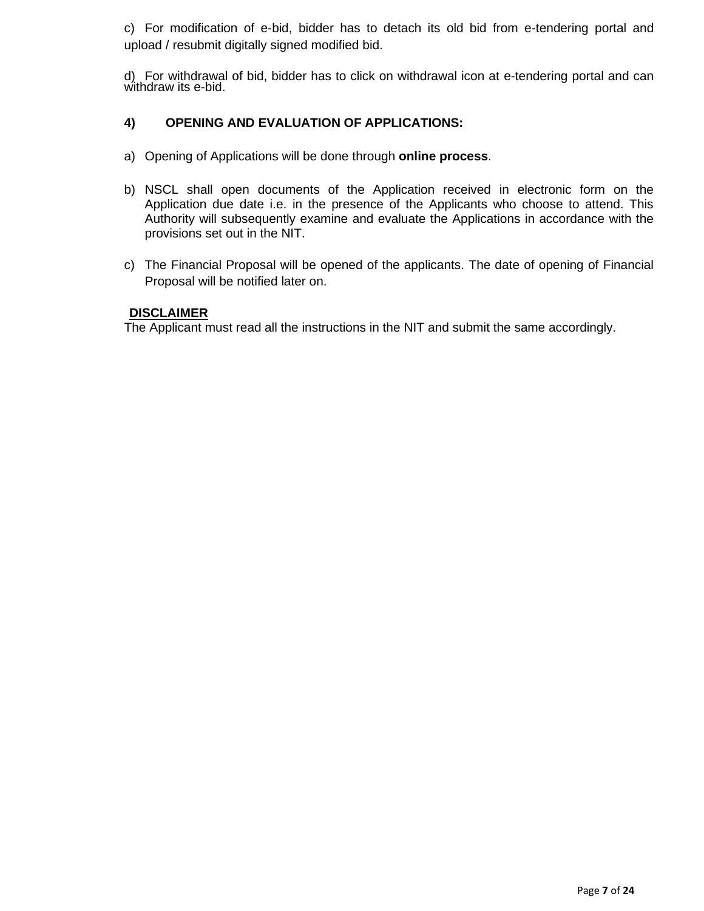c) For modification of e-bid, bidder has to detach its old bid from e-tendering portal and upload / resubmit digitally signed modified bid.

d) For withdrawal of bid, bidder has to click on withdrawal icon at e-tendering portal and can withdraw its e-bid.

**4) OPENING AND EVALUATION OF APPLICATIONS:**

a) Opening of Applications will be done through **online process**.

b) NSCL shall open documents of the Application received in electronic form on the Application due date i.e. in the presence of the Applicants who choose to attend. This Authority will subsequently examine and evaluate the Applications in accordance with the provisions set out in the NIT.

c) The Financial Proposal will be opened of the applicants. The date of opening of Financial Proposal will be notified later on.

**DISCLAIMER**

The Applicant must read all the instructions in the NIT and submit the same accordingly.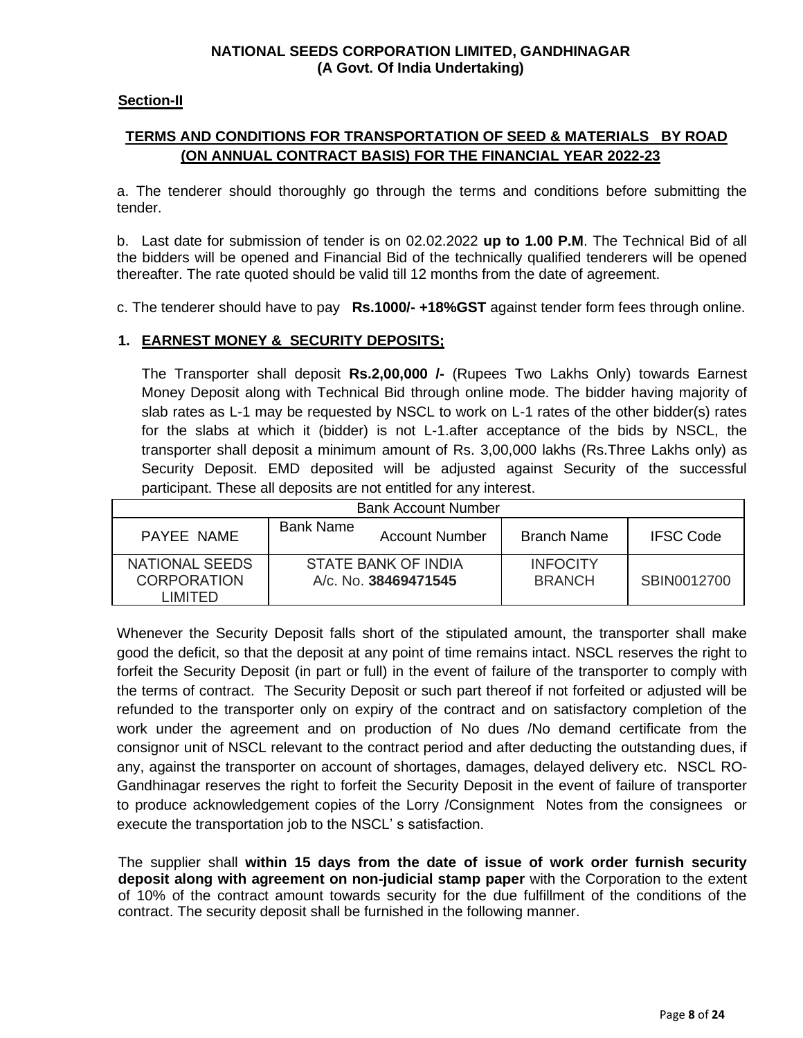**NATIONAL SEEDS CORPORATION LIMITED, GANDHINAGAR**
**(A Govt. Of India Undertaking)**

**Section-II**

## TERMS AND CONDITIONS FOR TRANSPORTATION OF SEED & MATERIALS BY ROAD (ON ANNUAL CONTRACT BASIS) FOR THE FINANCIAL YEAR 2022-23

a. The tenderer should thoroughly go through the terms and conditions before submitting the tender.

b. Last date for submission of tender is on 02.02.2022 **up to 1.00 P.M**. The Technical Bid of all the bidders will be opened and Financial Bid of the technically qualified tenderers will be opened thereafter. The rate quoted should be valid till 12 months from the date of agreement.

c. The tenderer should have to pay **Rs.1000/- +18%GST** against tender form fees through online.

### 1. EARNEST MONEY & SECURITY DEPOSITS;

The Transporter shall deposit **Rs.2,00,000 /-** (Rupees Two Lakhs Only) towards Earnest Money Deposit along with Technical Bid through online mode. The bidder having majority of slab rates as L-1 may be requested by NSCL to work on L-1 rates of the other bidder(s) rates for the slabs at which it (bidder) is not L-1.after acceptance of the bids by NSCL, the transporter shall deposit a minimum amount of Rs. 3,00,000 lakhs (Rs.Three Lakhs only) as Security Deposit. EMD deposited will be adjusted against Security of the successful participant. These all deposits are not entitled for any interest.

| Bank Account Number | | | |
|---|---|---|---|
| PAYEE NAME | Bank Name Account Number | Branch Name | IFSC Code |
| NATIONAL SEEDS CORPORATION LIMITED | STATE BANK OF INDIA A/c. No. **38469471545** | INFOCITY BRANCH | SBIN0012700 |

Whenever the Security Deposit falls short of the stipulated amount, the transporter shall make good the deficit, so that the deposit at any point of time remains intact. NSCL reserves the right to forfeit the Security Deposit (in part or full) in the event of failure of the transporter to comply with the terms of contract. The Security Deposit or such part thereof if not forfeited or adjusted will be refunded to the transporter only on expiry of the contract and on satisfactory completion of the work under the agreement and on production of No dues /No demand certificate from the consignor unit of NSCL relevant to the contract period and after deducting the outstanding dues, if any, against the transporter on account of shortages, damages, delayed delivery etc. NSCL RO-Gandhinagar reserves the right to forfeit the Security Deposit in the event of failure of transporter to produce acknowledgement copies of the Lorry /Consignment Notes from the consignees or execute the transportation job to the NSCL' s satisfaction.

The supplier shall **within 15 days from the date of issue of work order furnish security deposit along with agreement on non-judicial stamp paper** with the Corporation to the extent of 10% of the contract amount towards security for the due fulfillment of the conditions of the contract. The security deposit shall be furnished in the following manner.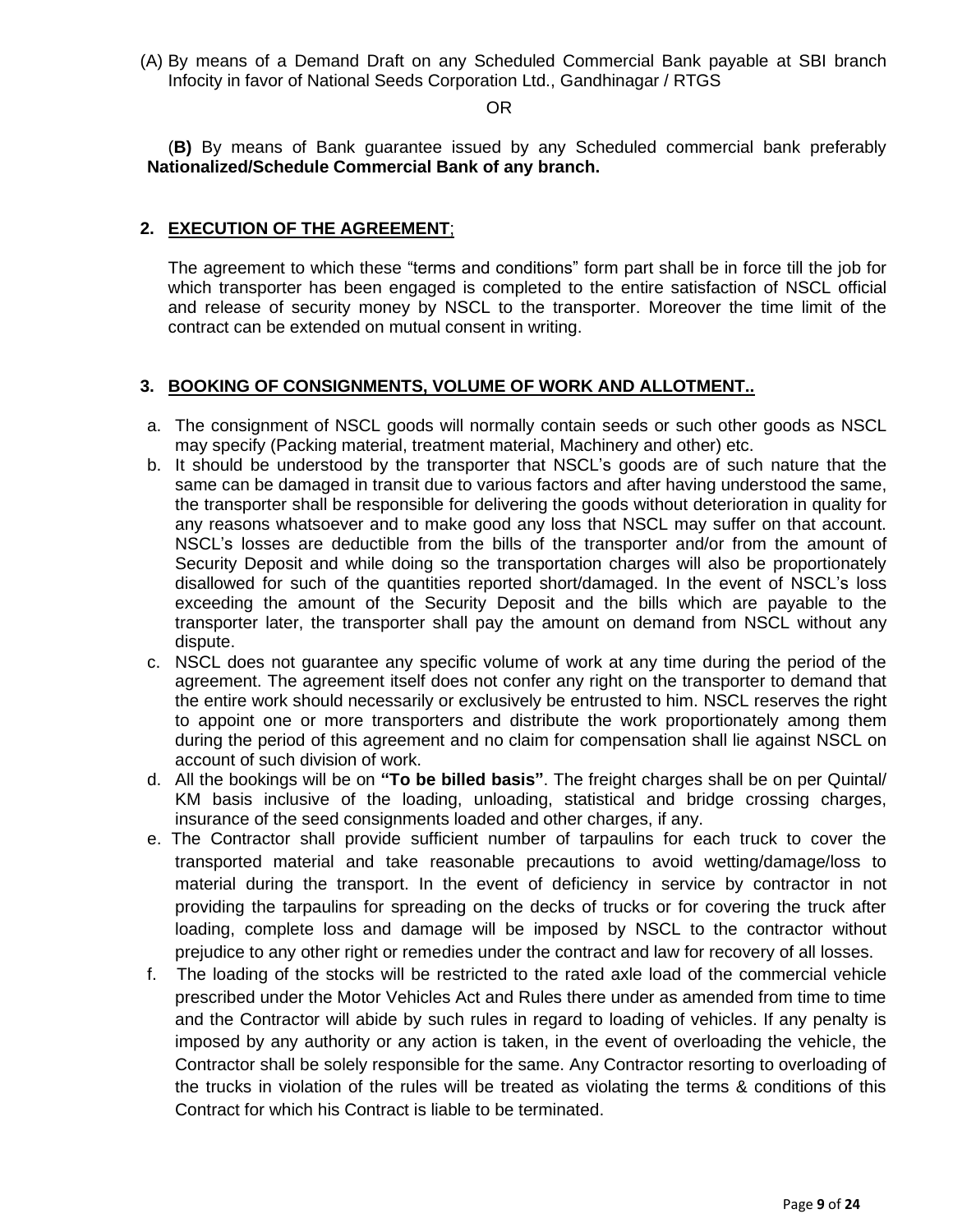(A) By means of a Demand Draft on any Scheduled Commercial Bank payable at SBI branch Infocity in favor of National Seeds Corporation Ltd., Gandhinagar / RTGS

OR

(**B)** By means of Bank guarantee issued by any Scheduled commercial bank preferably **Nationalized/Schedule Commercial Bank of any branch.**

## 2. EXECUTION OF THE AGREEMENT;

The agreement to which these "terms and conditions" form part shall be in force till the job for which transporter has been engaged is completed to the entire satisfaction of NSCL official and release of security money by NSCL to the transporter. Moreover the time limit of the contract can be extended on mutual consent in writing.

## 3. BOOKING OF CONSIGNMENTS, VOLUME OF WORK AND ALLOTMENT..

a. The consignment of NSCL goods will normally contain seeds or such other goods as NSCL may specify (Packing material, treatment material, Machinery and other) etc.

b. It should be understood by the transporter that NSCL's goods are of such nature that the same can be damaged in transit due to various factors and after having understood the same, the transporter shall be responsible for delivering the goods without deterioration in quality for any reasons whatsoever and to make good any loss that NSCL may suffer on that account. NSCL's losses are deductible from the bills of the transporter and/or from the amount of Security Deposit and while doing so the transportation charges will also be proportionately disallowed for such of the quantities reported short/damaged. In the event of NSCL's loss exceeding the amount of the Security Deposit and the bills which are payable to the transporter later, the transporter shall pay the amount on demand from NSCL without any dispute.

c. NSCL does not guarantee any specific volume of work at any time during the period of the agreement. The agreement itself does not confer any right on the transporter to demand that the entire work should necessarily or exclusively be entrusted to him. NSCL reserves the right to appoint one or more transporters and distribute the work proportionately among them during the period of this agreement and no claim for compensation shall lie against NSCL on account of such division of work.

d. All the bookings will be on **"To be billed basis"**. The freight charges shall be on per Quintal/ KM basis inclusive of the loading, unloading, statistical and bridge crossing charges, insurance of the seed consignments loaded and other charges, if any.

e. The Contractor shall provide sufficient number of tarpaulins for each truck to cover the transported material and take reasonable precautions to avoid wetting/damage/loss to material during the transport. In the event of deficiency in service by contractor in not providing the tarpaulins for spreading on the decks of trucks or for covering the truck after loading, complete loss and damage will be imposed by NSCL to the contractor without prejudice to any other right or remedies under the contract and law for recovery of all losses.

f. The loading of the stocks will be restricted to the rated axle load of the commercial vehicle prescribed under the Motor Vehicles Act and Rules there under as amended from time to time and the Contractor will abide by such rules in regard to loading of vehicles. If any penalty is imposed by any authority or any action is taken, in the event of overloading the vehicle, the Contractor shall be solely responsible for the same. Any Contractor resorting to overloading of the trucks in violation of the rules will be treated as violating the terms & conditions of this Contract for which his Contract is liable to be terminated.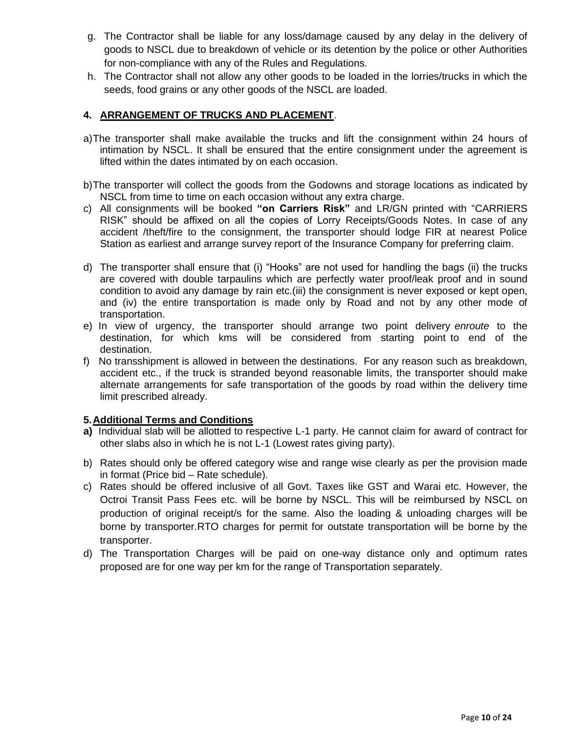g. The Contractor shall be liable for any loss/damage caused by any delay in the delivery of goods to NSCL due to breakdown of vehicle or its detention by the police or other Authorities for non-compliance with any of the Rules and Regulations.
h. The Contractor shall not allow any other goods to be loaded in the lorries/trucks in which the seeds, food grains or any other goods of the NSCL are loaded.

## 4. ARRANGEMENT OF TRUCKS AND PLACEMENT.

a) The transporter shall make available the trucks and lift the consignment within 24 hours of intimation by NSCL. It shall be ensured that the entire consignment under the agreement is lifted within the dates intimated by on each occasion.

b) The transporter will collect the goods from the Godowns and storage locations as indicated by NSCL from time to time on each occasion without any extra charge.

c) All consignments will be booked **"on Carriers Risk"** and LR/GN printed with "CARRIERS RISK" should be affixed on all the copies of Lorry Receipts/Goods Notes. In case of any accident /theft/fire to the consignment, the transporter should lodge FIR at nearest Police Station as earliest and arrange survey report of the Insurance Company for preferring claim.

d) The transporter shall ensure that (i) "Hooks" are not used for handling the bags (ii) the trucks are covered with double tarpaulins which are perfectly water proof/leak proof and in sound condition to avoid any damage by rain etc.(iii) the consignment is never exposed or kept open, and (iv) the entire transportation is made only by Road and not by any other mode of transportation.

e) In view of urgency, the transporter should arrange two point delivery *enroute* to the destination, for which kms will be considered from starting point to end of the destination.

f) No transshipment is allowed in between the destinations. For any reason such as breakdown, accident etc., if the truck is stranded beyond reasonable limits, the transporter should make alternate arrangements for safe transportation of the goods by road within the delivery time limit prescribed already.

## 5. Additional Terms and Conditions

**a)** Individual slab will be allotted to respective L-1 party. He cannot claim for award of contract for other slabs also in which he is not L-1 (Lowest rates giving party).

b) Rates should only be offered category wise and range wise clearly as per the provision made in format (Price bid – Rate schedule).

c) Rates should be offered inclusive of all Govt. Taxes like GST and Warai etc. However, the Octroi Transit Pass Fees etc. will be borne by NSCL. This will be reimbursed by NSCL on production of original receipt/s for the same. Also the loading & unloading charges will be borne by transporter.RTO charges for permit for outstate transportation will be borne by the transporter.

d) The Transportation Charges will be paid on one-way distance only and optimum rates proposed are for one way per km for the range of Transportation separately.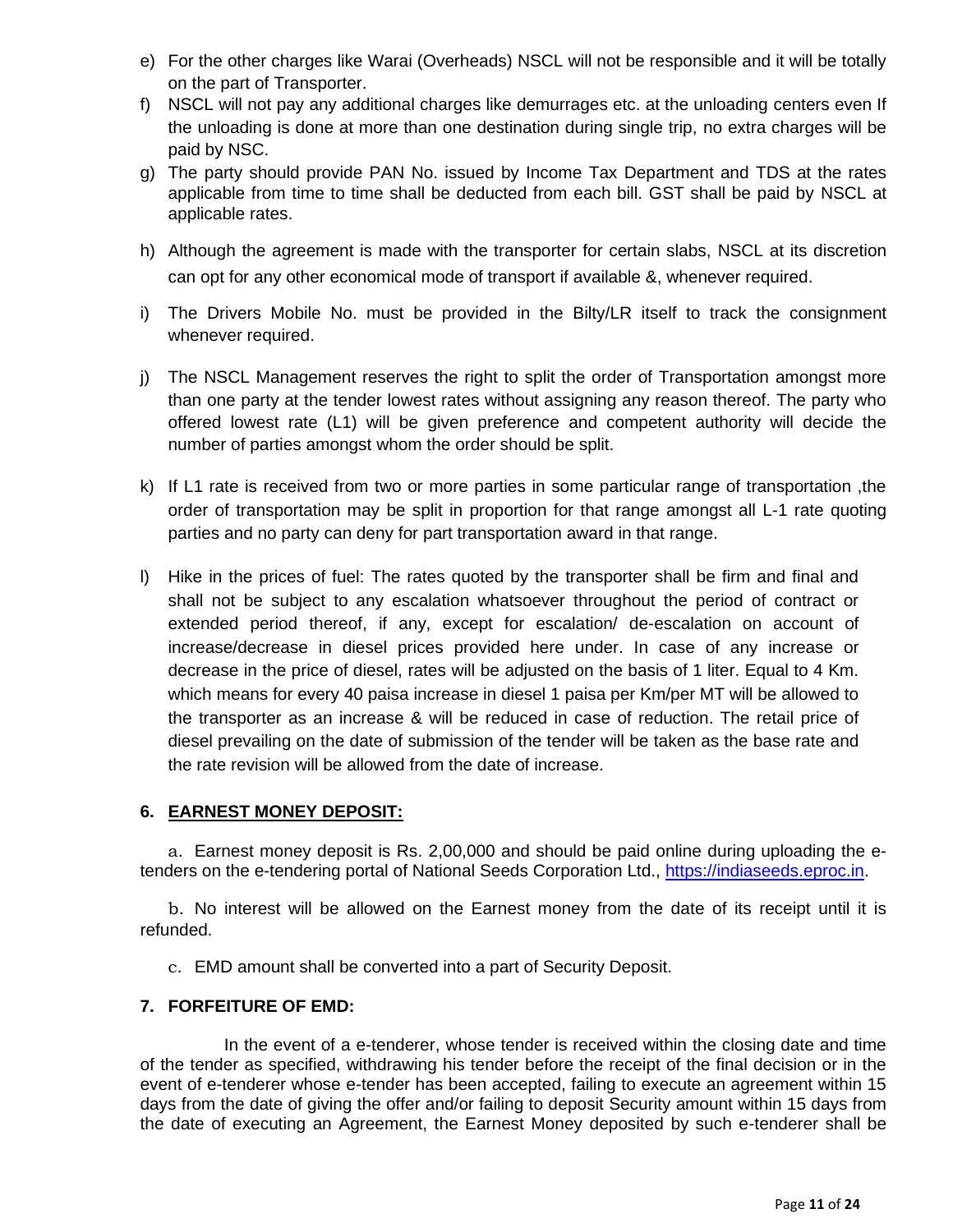e) For the other charges like Warai (Overheads) NSCL will not be responsible and it will be totally on the part of Transporter.

f) NSCL will not pay any additional charges like demurrages etc. at the unloading centers even If the unloading is done at more than one destination during single trip, no extra charges will be paid by NSC.

g) The party should provide PAN No. issued by Income Tax Department and TDS at the rates applicable from time to time shall be deducted from each bill. GST shall be paid by NSCL at applicable rates.

h) Although the agreement is made with the transporter for certain slabs, NSCL at its discretion can opt for any other economical mode of transport if available &, whenever required.

i) The Drivers Mobile No. must be provided in the Bilty/LR itself to track the consignment whenever required.

j) The NSCL Management reserves the right to split the order of Transportation amongst more than one party at the tender lowest rates without assigning any reason thereof. The party who offered lowest rate (L1) will be given preference and competent authority will decide the number of parties amongst whom the order should be split.

k) If L1 rate is received from two or more parties in some particular range of transportation ,the order of transportation may be split in proportion for that range amongst all L-1 rate quoting parties and no party can deny for part transportation award in that range.

l) Hike in the prices of fuel: The rates quoted by the transporter shall be firm and final and shall not be subject to any escalation whatsoever throughout the period of contract or extended period thereof, if any, except for escalation/ de-escalation on account of increase/decrease in diesel prices provided here under. In case of any increase or decrease in the price of diesel, rates will be adjusted on the basis of 1 liter. Equal to 4 Km. which means for every 40 paisa increase in diesel 1 paisa per Km/per MT will be allowed to the transporter as an increase & will be reduced in case of reduction. The retail price of diesel prevailing on the date of submission of the tender will be taken as the base rate and the rate revision will be allowed from the date of increase.

## 6. EARNEST MONEY DEPOSIT:

a. Earnest money deposit is Rs. 2,00,000 and should be paid online during uploading the e-tenders on the e-tendering portal of National Seeds Corporation Ltd., https://indiaseeds.eproc.in.

b. No interest will be allowed on the Earnest money from the date of its receipt until it is refunded.

c. EMD amount shall be converted into a part of Security Deposit.

## 7. FORFEITURE OF EMD:

In the event of a e-tenderer, whose tender is received within the closing date and time of the tender as specified, withdrawing his tender before the receipt of the final decision or in the event of e-tenderer whose e-tender has been accepted, failing to execute an agreement within 15 days from the date of giving the offer and/or failing to deposit Security amount within 15 days from the date of executing an Agreement, the Earnest Money deposited by such e-tenderer shall be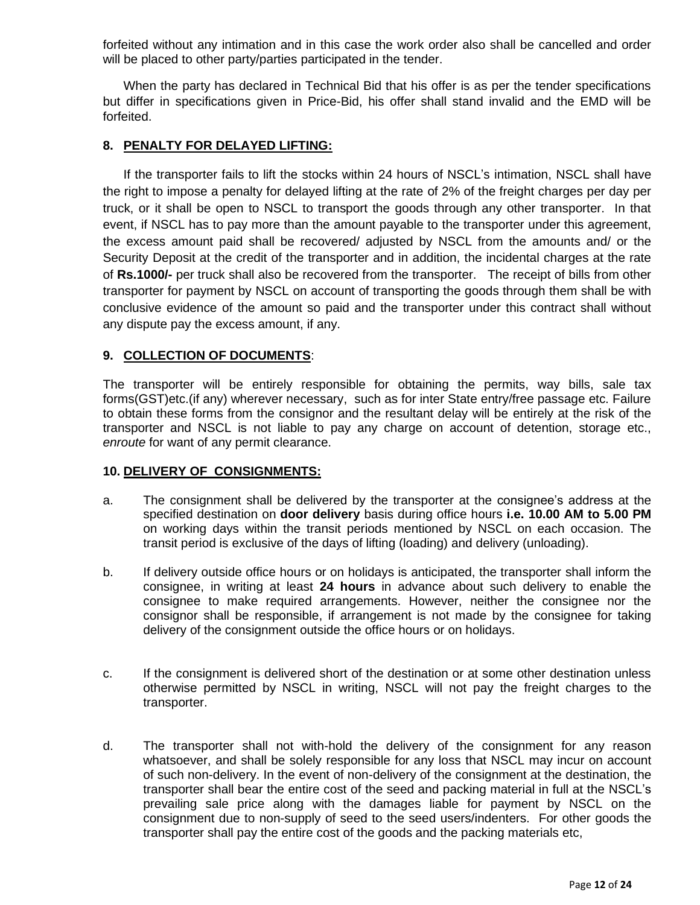forfeited without any intimation and in this case the work order also shall be cancelled and order will be placed to other party/parties participated in the tender.

When the party has declared in Technical Bid that his offer is as per the tender specifications but differ in specifications given in Price-Bid, his offer shall stand invalid and the EMD will be forfeited.

**8. PENALTY FOR DELAYED LIFTING:**

If the transporter fails to lift the stocks within 24 hours of NSCL's intimation, NSCL shall have the right to impose a penalty for delayed lifting at the rate of 2% of the freight charges per day per truck, or it shall be open to NSCL to transport the goods through any other transporter. In that event, if NSCL has to pay more than the amount payable to the transporter under this agreement, the excess amount paid shall be recovered/ adjusted by NSCL from the amounts and/ or the Security Deposit at the credit of the transporter and in addition, the incidental charges at the rate of **Rs.1000/-** per truck shall also be recovered from the transporter. The receipt of bills from other transporter for payment by NSCL on account of transporting the goods through them shall be with conclusive evidence of the amount so paid and the transporter under this contract shall without any dispute pay the excess amount, if any.

**9. COLLECTION OF DOCUMENTS**:

The transporter will be entirely responsible for obtaining the permits, way bills, sale tax forms(GST)etc.(if any) wherever necessary, such as for inter State entry/free passage etc. Failure to obtain these forms from the consignor and the resultant delay will be entirely at the risk of the transporter and NSCL is not liable to pay any charge on account of detention, storage etc., *enroute* for want of any permit clearance.

**10. DELIVERY OF CONSIGNMENTS:**

a. The consignment shall be delivered by the transporter at the consignee's address at the specified destination on **door delivery** basis during office hours **i.e. 10.00 AM to 5.00 PM** on working days within the transit periods mentioned by NSCL on each occasion. The transit period is exclusive of the days of lifting (loading) and delivery (unloading).

b. If delivery outside office hours or on holidays is anticipated, the transporter shall inform the consignee, in writing at least **24 hours** in advance about such delivery to enable the consignee to make required arrangements. However, neither the consignee nor the consignor shall be responsible, if arrangement is not made by the consignee for taking delivery of the consignment outside the office hours or on holidays.

c. If the consignment is delivered short of the destination or at some other destination unless otherwise permitted by NSCL in writing, NSCL will not pay the freight charges to the transporter.

d. The transporter shall not with-hold the delivery of the consignment for any reason whatsoever, and shall be solely responsible for any loss that NSCL may incur on account of such non-delivery. In the event of non-delivery of the consignment at the destination, the transporter shall bear the entire cost of the seed and packing material in full at the NSCL's prevailing sale price along with the damages liable for payment by NSCL on the consignment due to non-supply of seed to the seed users/indenters. For other goods the transporter shall pay the entire cost of the goods and the packing materials etc,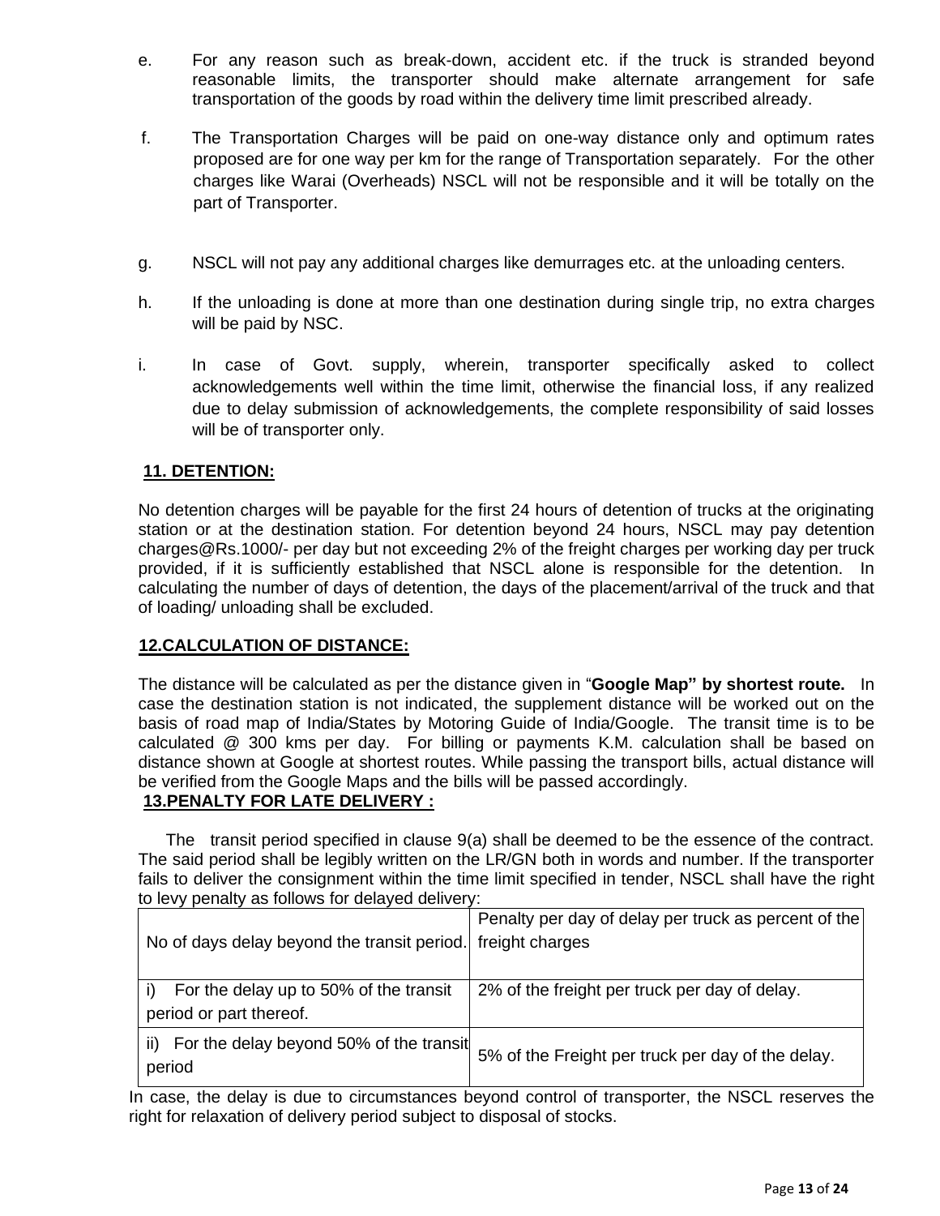e. For any reason such as break-down, accident etc. if the truck is stranded beyond reasonable limits, the transporter should make alternate arrangement for safe transportation of the goods by road within the delivery time limit prescribed already.

f. The Transportation Charges will be paid on one-way distance only and optimum rates proposed are for one way per km for the range of Transportation separately. For the other charges like Warai (Overheads) NSCL will not be responsible and it will be totally on the part of Transporter.

g. NSCL will not pay any additional charges like demurrages etc. at the unloading centers.

h. If the unloading is done at more than one destination during single trip, no extra charges will be paid by NSC.

i. In case of Govt. supply, wherein, transporter specifically asked to collect acknowledgements well within the time limit, otherwise the financial loss, if any realized due to delay submission of acknowledgements, the complete responsibility of said losses will be of transporter only.

## 11. DETENTION:

No detention charges will be payable for the first 24 hours of detention of trucks at the originating station or at the destination station. For detention beyond 24 hours, NSCL may pay detention charges@Rs.1000/- per day but not exceeding 2% of the freight charges per working day per truck provided, if it is sufficiently established that NSCL alone is responsible for the detention. In calculating the number of days of detention, the days of the placement/arrival of the truck and that of loading/ unloading shall be excluded.

## 12.CALCULATION OF DISTANCE:

The distance will be calculated as per the distance given in "**Google Map" by shortest route.** In case the destination station is not indicated, the supplement distance will be worked out on the basis of road map of India/States by Motoring Guide of India/Google. The transit time is to be calculated @ 300 kms per day. For billing or payments K.M. calculation shall be based on distance shown at Google at shortest routes. While passing the transport bills, actual distance will be verified from the Google Maps and the bills will be passed accordingly.

## 13.PENALTY FOR LATE DELIVERY :

The transit period specified in clause 9(a) shall be deemed to be the essence of the contract. The said period shall be legibly written on the LR/GN both in words and number. If the transporter fails to deliver the consignment within the time limit specified in tender, NSCL shall have the right to levy penalty as follows for delayed delivery:

| No of days delay beyond the transit period. | Penalty per day of delay per truck as percent of the freight charges |
|---|---|
| i) For the delay up to 50% of the transit period or part thereof. | 2% of the freight per truck per day of delay. |
| ii) For the delay beyond 50% of the transit period | 5% of the Freight per truck per day of the delay. |

In case, the delay is due to circumstances beyond control of transporter, the NSCL reserves the right for relaxation of delivery period subject to disposal of stocks.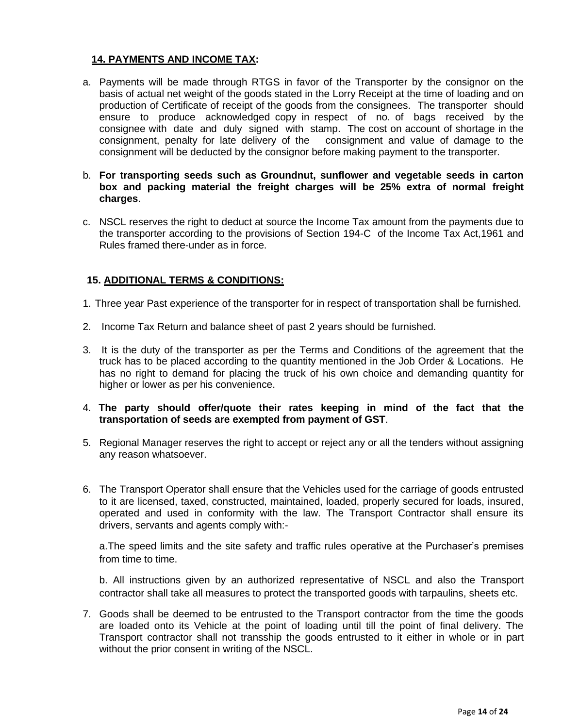## 14. PAYMENTS AND INCOME TAX:

a. Payments will be made through RTGS in favor of the Transporter by the consignor on the basis of actual net weight of the goods stated in the Lorry Receipt at the time of loading and on production of Certificate of receipt of the goods from the consignees. The transporter should ensure to produce acknowledged copy in respect of no. of bags received by the consignee with date and duly signed with stamp. The cost on account of shortage in the consignment, penalty for late delivery of the consignment and value of damage to the consignment will be deducted by the consignor before making payment to the transporter.

b. **For transporting seeds such as Groundnut, sunflower and vegetable seeds in carton box and packing material the freight charges will be 25% extra of normal freight charges**.

c. NSCL reserves the right to deduct at source the Income Tax amount from the payments due to the transporter according to the provisions of Section 194-C of the Income Tax Act,1961 and Rules framed there-under as in force.

## 15. ADDITIONAL TERMS & CONDITIONS:

1. Three year Past experience of the transporter for in respect of transportation shall be furnished.

2. Income Tax Return and balance sheet of past 2 years should be furnished.

3. It is the duty of the transporter as per the Terms and Conditions of the agreement that the truck has to be placed according to the quantity mentioned in the Job Order & Locations. He has no right to demand for placing the truck of his own choice and demanding quantity for higher or lower as per his convenience.

4. **The party should offer/quote their rates keeping in mind of the fact that the transportation of seeds are exempted from payment of GST**.

5. Regional Manager reserves the right to accept or reject any or all the tenders without assigning any reason whatsoever.

6. The Transport Operator shall ensure that the Vehicles used for the carriage of goods entrusted to it are licensed, taxed, constructed, maintained, loaded, properly secured for loads, insured, operated and used in conformity with the law. The Transport Contractor shall ensure its drivers, servants and agents comply with:-

   a.The speed limits and the site safety and traffic rules operative at the Purchaser's premises from time to time.

   b. All instructions given by an authorized representative of NSCL and also the Transport contractor shall take all measures to protect the transported goods with tarpaulins, sheets etc.

7. Goods shall be deemed to be entrusted to the Transport contractor from the time the goods are loaded onto its Vehicle at the point of loading until till the point of final delivery. The Transport contractor shall not transship the goods entrusted to it either in whole or in part without the prior consent in writing of the NSCL.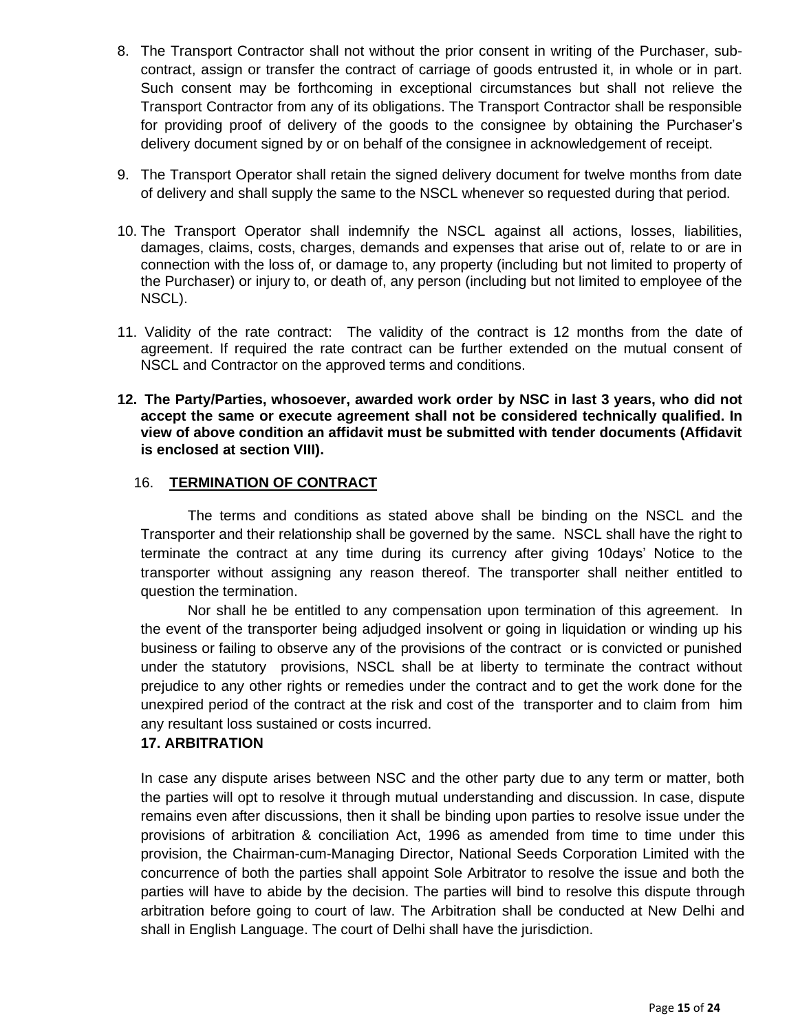8. The Transport Contractor shall not without the prior consent in writing of the Purchaser, sub-contract, assign or transfer the contract of carriage of goods entrusted it, in whole or in part. Such consent may be forthcoming in exceptional circumstances but shall not relieve the Transport Contractor from any of its obligations. The Transport Contractor shall be responsible for providing proof of delivery of the goods to the consignee by obtaining the Purchaser's delivery document signed by or on behalf of the consignee in acknowledgement of receipt.

9. The Transport Operator shall retain the signed delivery document for twelve months from date of delivery and shall supply the same to the NSCL whenever so requested during that period.

10. The Transport Operator shall indemnify the NSCL against all actions, losses, liabilities, damages, claims, costs, charges, demands and expenses that arise out of, relate to or are in connection with the loss of, or damage to, any property (including but not limited to property of the Purchaser) or injury to, or death of, any person (including but not limited to employee of the NSCL).

11. Validity of the rate contract: The validity of the contract is 12 months from the date of agreement. If required the rate contract can be further extended on the mutual consent of NSCL and Contractor on the approved terms and conditions.

**12. The Party/Parties, whosoever, awarded work order by NSC in last 3 years, who did not accept the same or execute agreement shall not be considered technically qualified. In view of above condition an affidavit must be submitted with tender documents (Affidavit is enclosed at section VIII).**

16. **TERMINATION OF CONTRACT**

The terms and conditions as stated above shall be binding on the NSCL and the Transporter and their relationship shall be governed by the same. NSCL shall have the right to terminate the contract at any time during its currency after giving 10days' Notice to the transporter without assigning any reason thereof. The transporter shall neither entitled to question the termination.

Nor shall he be entitled to any compensation upon termination of this agreement. In the event of the transporter being adjudged insolvent or going in liquidation or winding up his business or failing to observe any of the provisions of the contract or is convicted or punished under the statutory provisions, NSCL shall be at liberty to terminate the contract without prejudice to any other rights or remedies under the contract and to get the work done for the unexpired period of the contract at the risk and cost of the transporter and to claim from him any resultant loss sustained or costs incurred.

**17. ARBITRATION**

In case any dispute arises between NSC and the other party due to any term or matter, both the parties will opt to resolve it through mutual understanding and discussion. In case, dispute remains even after discussions, then it shall be binding upon parties to resolve issue under the provisions of arbitration & conciliation Act, 1996 as amended from time to time under this provision, the Chairman-cum-Managing Director, National Seeds Corporation Limited with the concurrence of both the parties shall appoint Sole Arbitrator to resolve the issue and both the parties will have to abide by the decision. The parties will bind to resolve this dispute through arbitration before going to court of law. The Arbitration shall be conducted at New Delhi and shall in English Language. The court of Delhi shall have the jurisdiction.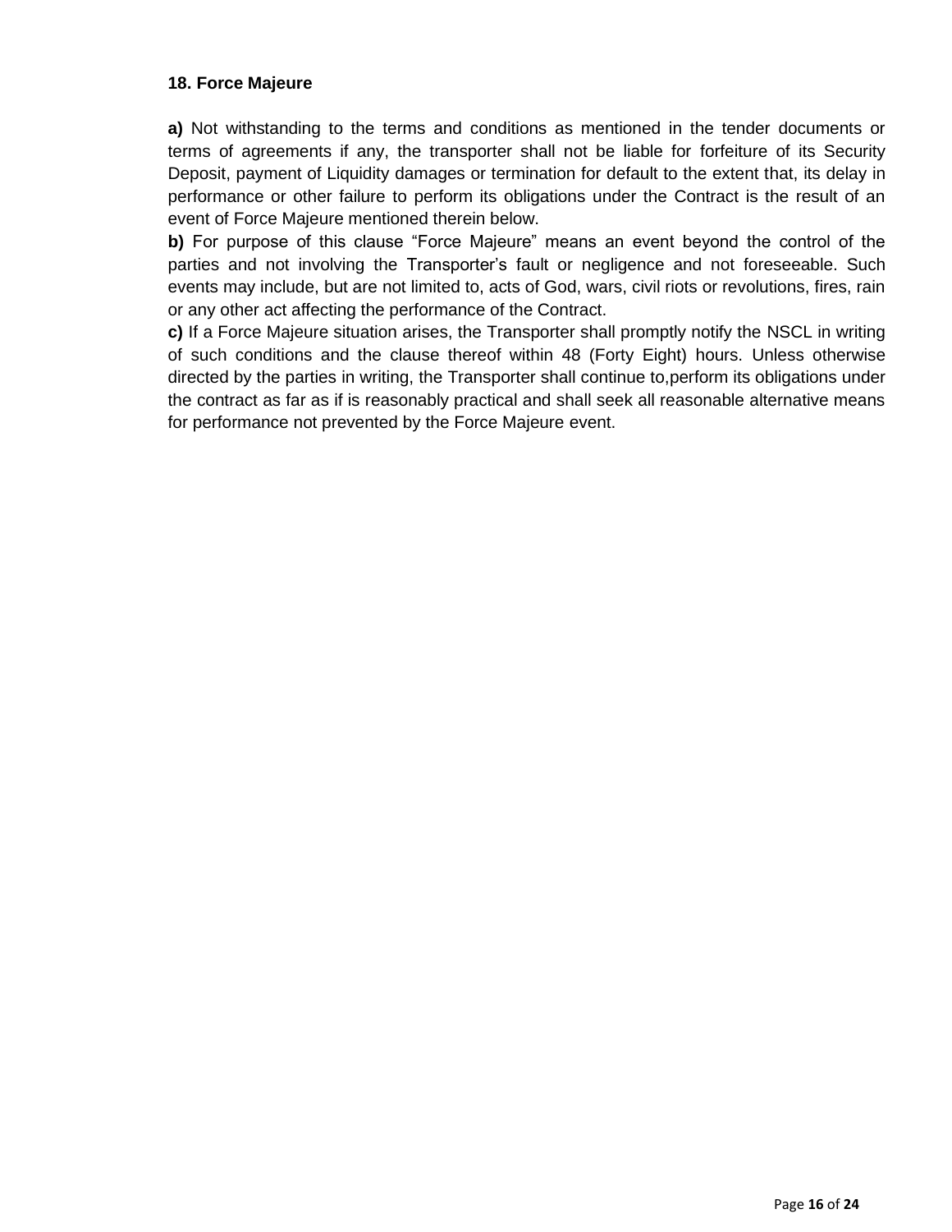## 18. Force Majeure

**a)** Not withstanding to the terms and conditions as mentioned in the tender documents or terms of agreements if any, the transporter shall not be liable for forfeiture of its Security Deposit, payment of Liquidity damages or termination for default to the extent that, its delay in performance or other failure to perform its obligations under the Contract is the result of an event of Force Majeure mentioned therein below.

**b)** For purpose of this clause "Force Majeure" means an event beyond the control of the parties and not involving the Transporter's fault or negligence and not foreseeable. Such events may include, but are not limited to, acts of God, wars, civil riots or revolutions, fires, rain or any other act affecting the performance of the Contract.

**c)** If a Force Majeure situation arises, the Transporter shall promptly notify the NSCL in writing of such conditions and the clause thereof within 48 (Forty Eight) hours. Unless otherwise directed by the parties in writing, the Transporter shall continue to,perform its obligations under the contract as far as if is reasonably practical and shall seek all reasonable alternative means for performance not prevented by the Force Majeure event.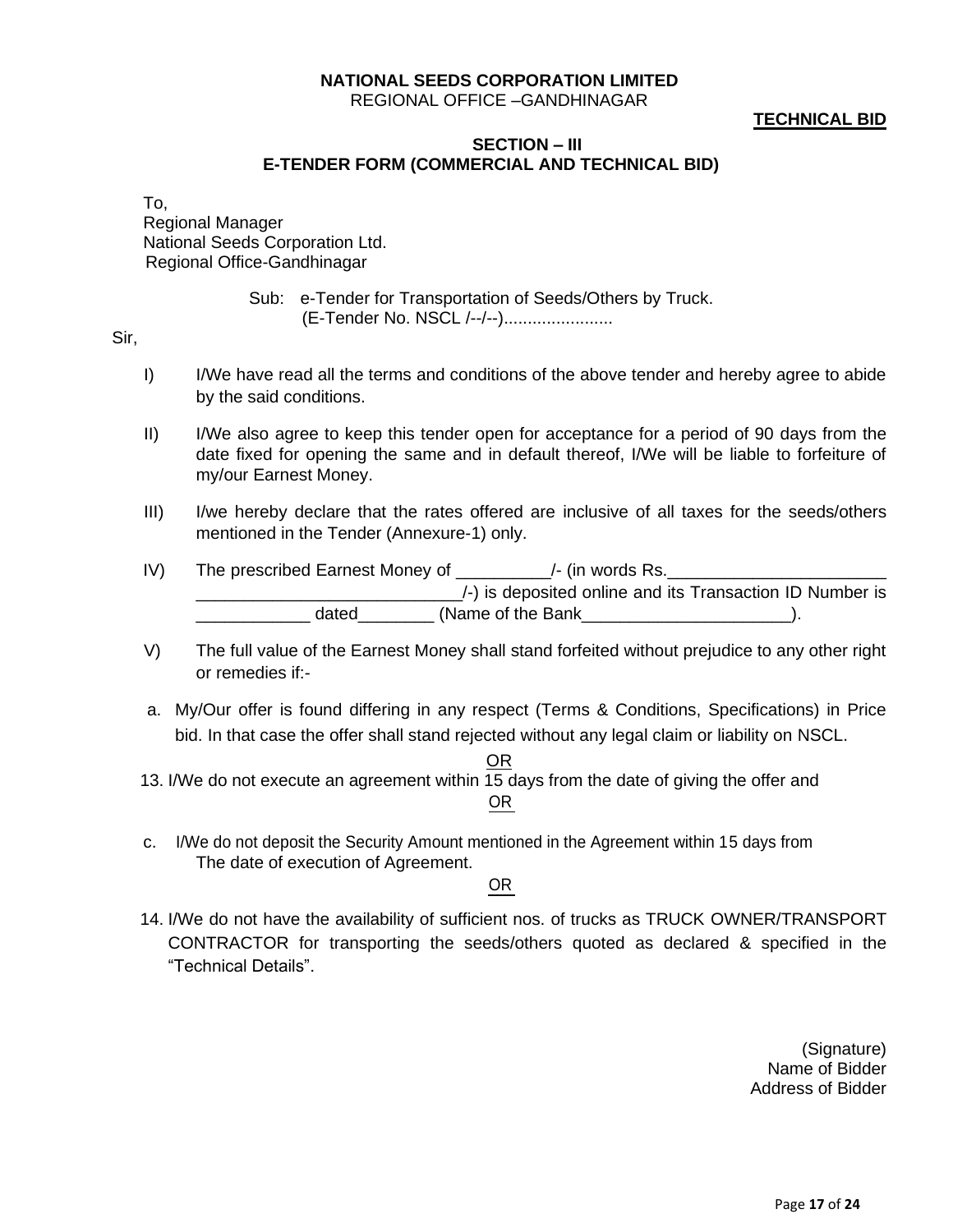**NATIONAL SEEDS CORPORATION LIMITED**
REGIONAL OFFICE –GANDHINAGAR

**TECHNICAL BID**

**SECTION – III**
**E-TENDER FORM (COMMERCIAL AND TECHNICAL BID)**

To,
Regional Manager
National Seeds Corporation Ltd.
Regional Office-Gandhinagar

Sub: e-Tender for Transportation of Seeds/Others by Truck.
(E-Tender No. NSCL /--/--).......................

Sir,

I) I/We have read all the terms and conditions of the above tender and hereby agree to abide by the said conditions.

II) I/We also agree to keep this tender open for acceptance for a period of 90 days from the date fixed for opening the same and in default thereof, I/We will be liable to forfeiture of my/our Earnest Money.

III) I/we hereby declare that the rates offered are inclusive of all taxes for the seeds/others mentioned in the Tender (Annexure-1) only.

IV) The prescribed Earnest Money of __________/- (in words Rs.________________________ ____________________________/-) is deposited online and its Transaction ID Number is ____________ dated________ (Name of the Bank_______________________).

V) The full value of the Earnest Money shall stand forfeited without prejudice to any other right or remedies if:-

a. My/Our offer is found differing in any respect (Terms & Conditions, Specifications) in Price bid. In that case the offer shall stand rejected without any legal claim or liability on NSCL.

OR

13. I/We do not execute an agreement within 15 days from the date of giving the offer and

OR

c. I/We do not deposit the Security Amount mentioned in the Agreement within 15 days from The date of execution of Agreement.

OR

14. I/We do not have the availability of sufficient nos. of trucks as TRUCK OWNER/TRANSPORT CONTRACTOR for transporting the seeds/others quoted as declared & specified in the "Technical Details".

(Signature)
Name of Bidder
Address of Bidder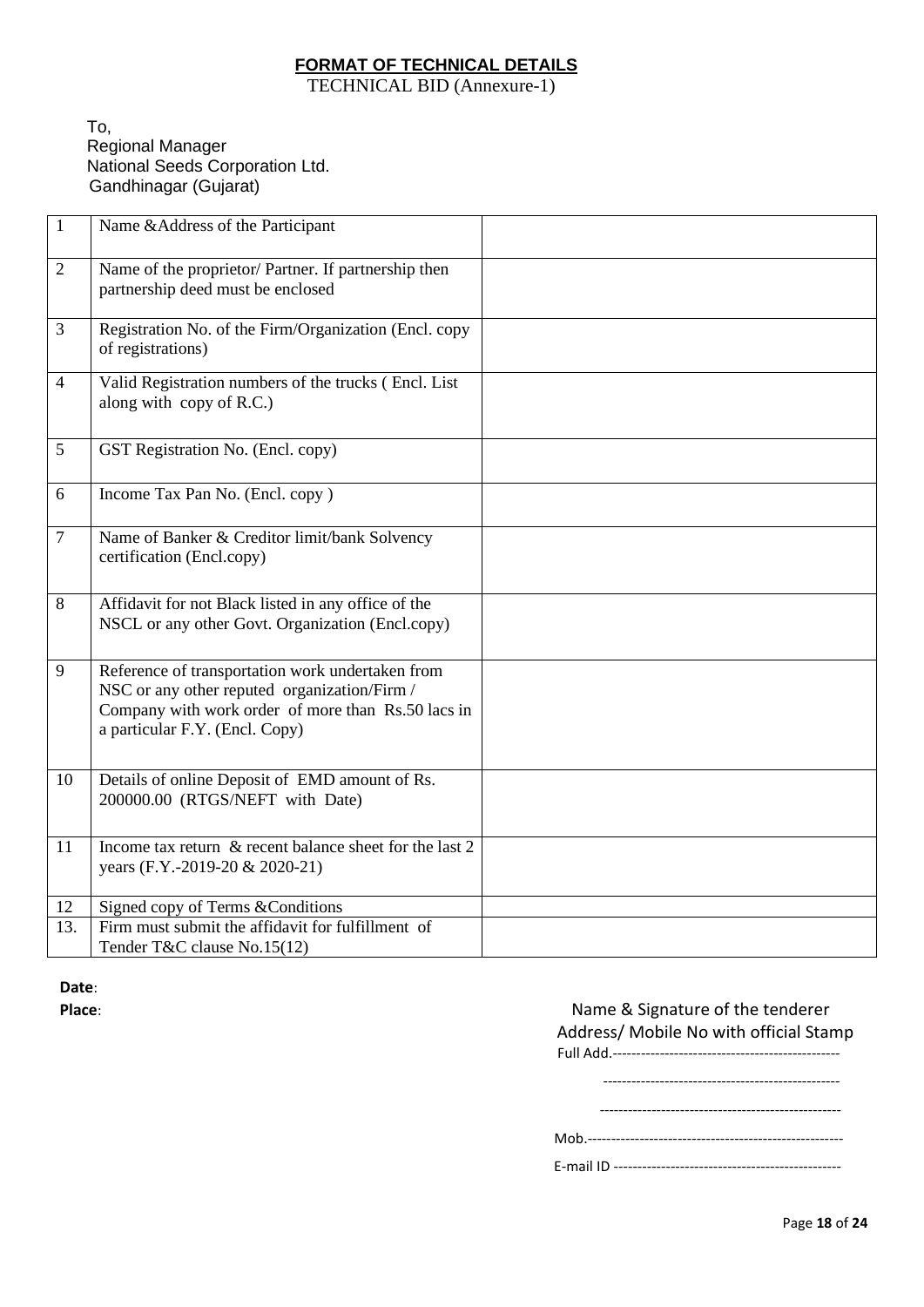## **FORMAT OF TECHNICAL DETAILS**

TECHNICAL BID (Annexure-1)

To,
Regional Manager
National Seeds Corporation Ltd.
Gandhinagar (Gujarat)

| | | |
|---|---|---|
| 1 | Name &Address of the Participant | |
| 2 | Name of the proprietor/ Partner. If partnership then partnership deed must be enclosed | |
| 3 | Registration No. of the Firm/Organization (Encl. copy of registrations) | |
| 4 | Valid Registration numbers of the trucks ( Encl. List along with copy of R.C.) | |
| 5 | GST Registration No. (Encl. copy) | |
| 6 | Income Tax Pan No. (Encl. copy ) | |
| 7 | Name of Banker & Creditor limit/bank Solvency certification (Encl.copy) | |
| 8 | Affidavit for not Black listed in any office of the NSCL or any other Govt. Organization (Encl.copy) | |
| 9 | Reference of transportation work undertaken from NSC or any other reputed organization/Firm / Company with work order of more than Rs.50 lacs in a particular F.Y. (Encl. Copy) | |
| 10 | Details of online Deposit of EMD amount of Rs. 200000.00 (RTGS/NEFT with Date) | |
| 11 | Income tax return & recent balance sheet for the last 2 years (F.Y.-2019-20 & 2020-21) | |
| 12 | Signed copy of Terms &Conditions | |
| 13. | Firm must submit the affidavit for fulfillment of Tender T&C clause No.15(12) | |

**Date**:

**Place**:

Name & Signature of the tenderer
Address/ Mobile No with official Stamp

Full Add.-----------------------------------------------

--------------------------------------------------

---------------------------------------------------

Mob.-------------------------------------------------------

E-mail ID ------------------------------------------------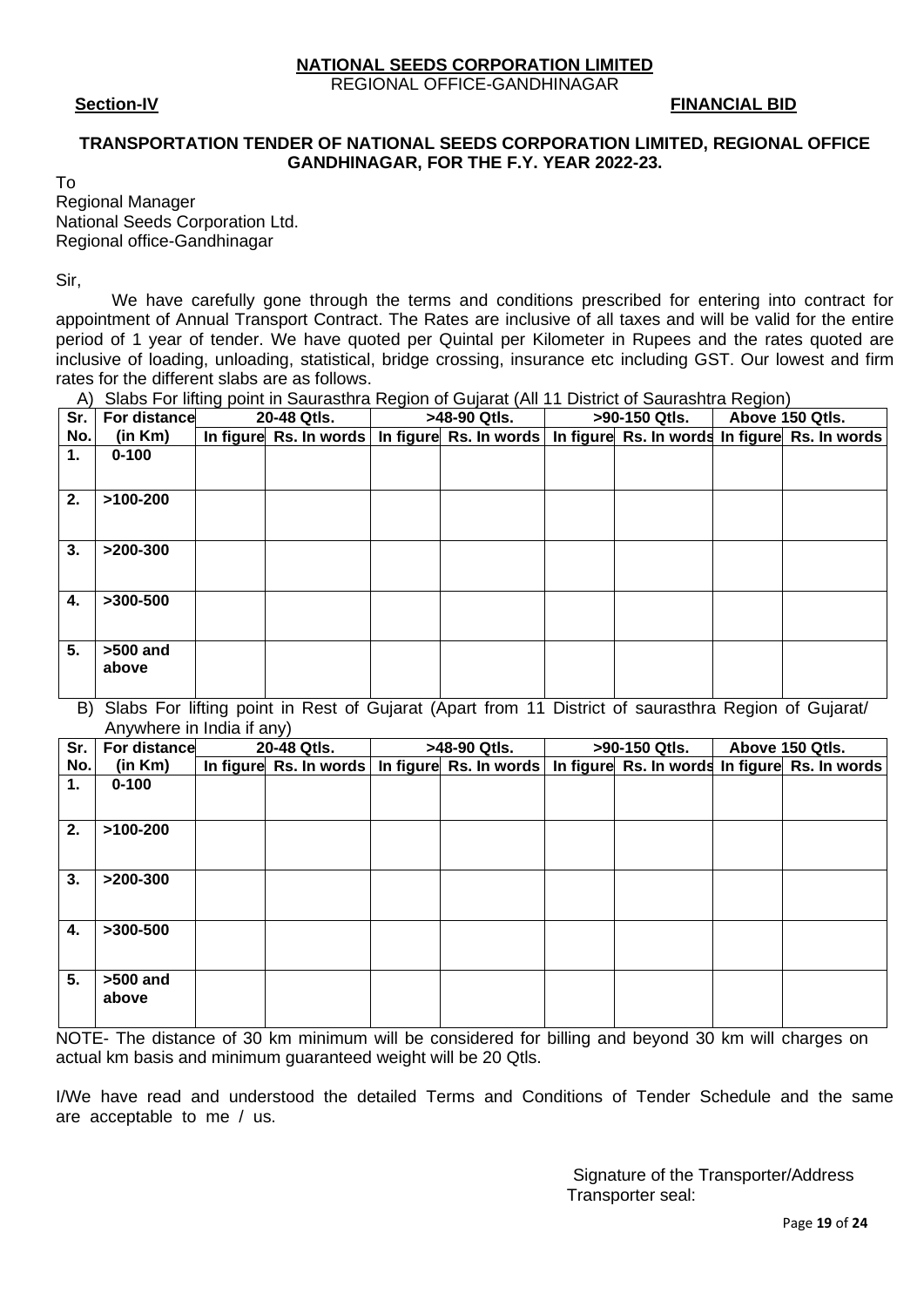**NATIONAL SEEDS CORPORATION LIMITED**
REGIONAL OFFICE-GANDHINAGAR

**Section-IV** **FINANCIAL BID**

**TRANSPORTATION TENDER OF NATIONAL SEEDS CORPORATION LIMITED, REGIONAL OFFICE GANDHINAGAR, FOR THE F.Y. YEAR 2022-23.**

To
Regional Manager
National Seeds Corporation Ltd.
Regional office-Gandhinagar

Sir,

We have carefully gone through the terms and conditions prescribed for entering into contract for appointment of Annual Transport Contract. The Rates are inclusive of all taxes and will be valid for the entire period of 1 year of tender. We have quoted per Quintal per Kilometer in Rupees and the rates quoted are inclusive of loading, unloading, statistical, bridge crossing, insurance etc including GST. Our lowest and firm rates for the different slabs are as follows.

A) Slabs For lifting point in Saurasthra Region of Gujarat (All 11 District of Saurashtra Region)

| Sr. No. | For distance (in Km) | 20-48 Qtls. | | >48-90 Qtls. | | >90-150 Qtls. | | Above 150 Qtls. | |
|---|---|---|---|---|---|---|---|---|---|
| | | In figure | Rs. In words | In figure | Rs. In words | In figure | Rs. In words | In figure | Rs. In words |
| 1. | 0-100 | | | | | | | | |
| 2. | >100-200 | | | | | | | | |
| 3. | >200-300 | | | | | | | | |
| 4. | >300-500 | | | | | | | | |
| 5. | >500 and above | | | | | | | | |

B) Slabs For lifting point in Rest of Gujarat (Apart from 11 District of saurasthra Region of Gujarat/ Anywhere in India if any)

| Sr. No. | For distance (in Km) | 20-48 Qtls. | | >48-90 Qtls. | | >90-150 Qtls. | | Above 150 Qtls. | |
|---|---|---|---|---|---|---|---|---|---|
| | | In figure | Rs. In words | In figure | Rs. In words | In figure | Rs. In words | In figure | Rs. In words |
| 1. | 0-100 | | | | | | | | |
| 2. | >100-200 | | | | | | | | |
| 3. | >200-300 | | | | | | | | |
| 4. | >300-500 | | | | | | | | |
| 5. | >500 and above | | | | | | | | |

NOTE- The distance of 30 km minimum will be considered for billing and beyond 30 km will charges on actual km basis and minimum guaranteed weight will be 20 Qtls.

I/We have read and understood the detailed Terms and Conditions of Tender Schedule and the same are acceptable to me / us.

Signature of the Transporter/Address
Transporter seal: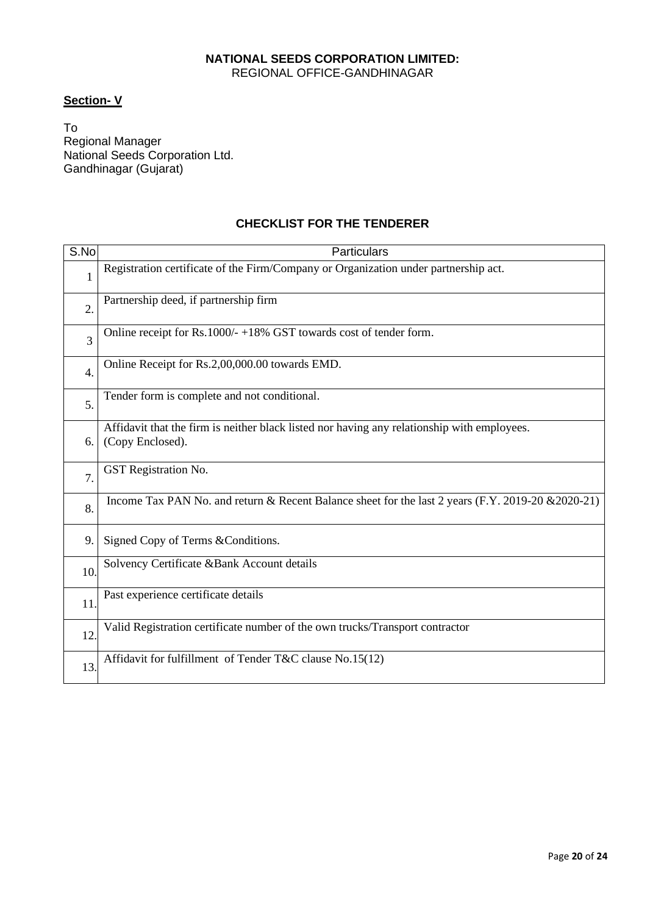**NATIONAL SEEDS CORPORATION LIMITED:**
REGIONAL OFFICE-GANDHINAGAR

**<u>Section- V</u>**

To
Regional Manager
National Seeds Corporation Ltd.
Gandhinagar (Gujarat)

## CHECKLIST FOR THE TENDERER

| S.No | Particulars |
|---|---|
| 1 | Registration certificate of the Firm/Company or Organization under partnership act. |
| 2. | Partnership deed, if partnership firm |
| 3 | Online receipt for Rs.1000/- +18% GST towards cost of tender form. |
| 4. | Online Receipt for Rs.2,00,000.00 towards EMD. |
| 5. | Tender form is complete and not conditional. |
| 6. | Affidavit that the firm is neither black listed nor having any relationship with employees. (Copy Enclosed). |
| 7. | GST Registration No. |
| 8. | Income Tax PAN No. and return & Recent Balance sheet for the last 2 years (F.Y. 2019-20 &2020-21) |
| 9. | Signed Copy of Terms &Conditions. |
| 10. | Solvency Certificate &Bank Account details |
| 11. | Past experience certificate details |
| 12. | Valid Registration certificate number of the own trucks/Transport contractor |
| 13. | Affidavit for fulfillment of Tender T&C clause No.15(12) |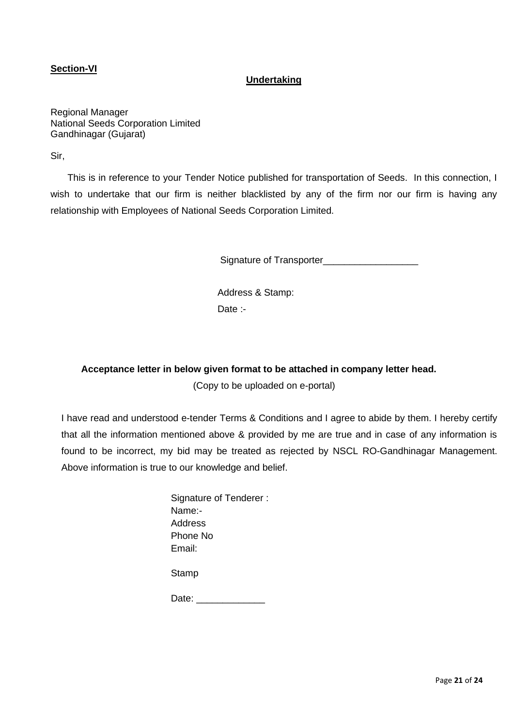**Section-VI**

## Undertaking

Regional Manager
National Seeds Corporation Limited
Gandhinagar (Gujarat)

Sir,

This is in reference to your Tender Notice published for transportation of Seeds. In this connection, I wish to undertake that our firm is neither blacklisted by any of the firm nor our firm is having any relationship with Employees of National Seeds Corporation Limited.

Signature of Transporter__________________

Address & Stamp:

Date :-

**Acceptance letter in below given format to be attached in company letter head.**

(Copy to be uploaded on e-portal)

I have read and understood e-tender Terms & Conditions and I agree to abide by them. I hereby certify that all the information mentioned above & provided by me are true and in case of any information is found to be incorrect, my bid may be treated as rejected by NSCL RO-Gandhinagar Management. Above information is true to our knowledge and belief.

Signature of Tenderer :
Name:-
Address
Phone No
Email:

Stamp

Date: _____________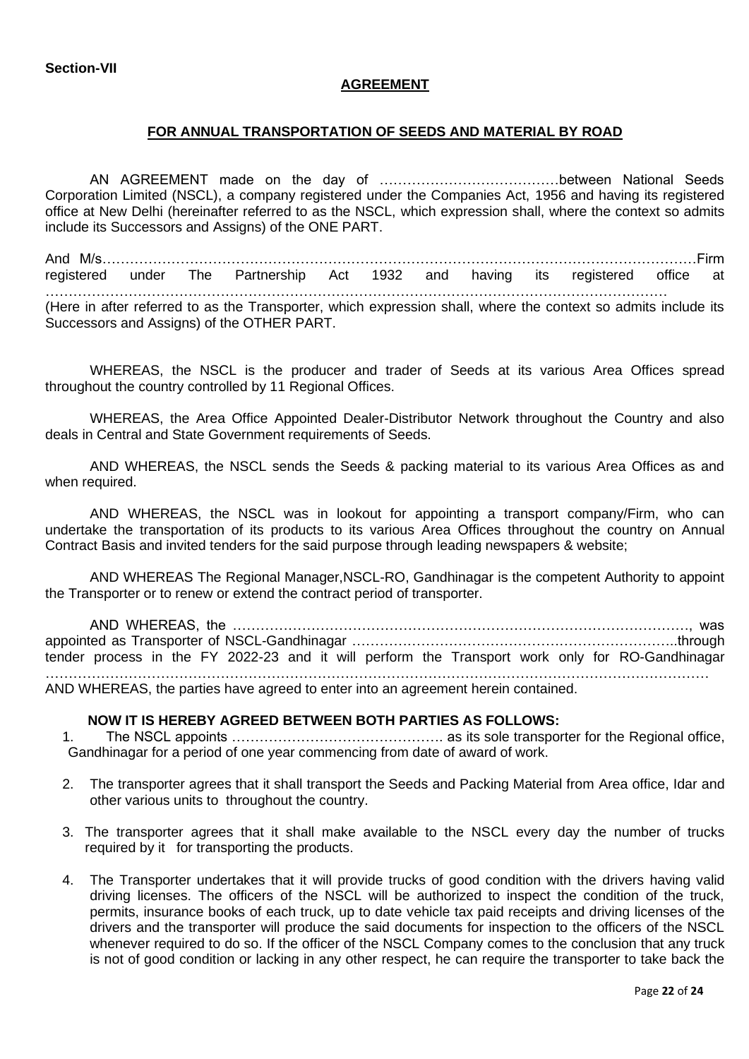**Section-VII**

## AGREEMENT

### FOR ANNUAL TRANSPORTATION OF SEEDS AND MATERIAL BY ROAD

AN AGREEMENT made on the day of …………………………………between National Seeds Corporation Limited (NSCL), a company registered under the Companies Act, 1956 and having its registered office at New Delhi (hereinafter referred to as the NSCL, which expression shall, where the context so admits include its Successors and Assigns) of the ONE PART.

And M/s………………………………………………………………………………………………………………Firm registered under The Partnership Act 1932 and having its registered office at ……………………………………………………………………………………………………………………

(Here in after referred to as the Transporter, which expression shall, where the context so admits include its Successors and Assigns) of the OTHER PART.

WHEREAS, the NSCL is the producer and trader of Seeds at its various Area Offices spread throughout the country controlled by 11 Regional Offices.

WHEREAS, the Area Office Appointed Dealer-Distributor Network throughout the Country and also deals in Central and State Government requirements of Seeds.

AND WHEREAS, the NSCL sends the Seeds & packing material to its various Area Offices as and when required.

AND WHEREAS, the NSCL was in lookout for appointing a transport company/Firm, who can undertake the transportation of its products to its various Area Offices throughout the country on Annual Contract Basis and invited tenders for the said purpose through leading newspapers & website;

AND WHEREAS The Regional Manager,NSCL-RO, Gandhinagar is the competent Authority to appoint the Transporter or to renew or extend the contract period of transporter.

AND WHEREAS, the ……………………………………………………………………………………, was appointed as Transporter of NSCL-Gandhinagar ……………………………………………………………..through tender process in the FY 2022-23 and it will perform the Transport work only for RO-Gandhinagar ……………………………………………………………………………………………………………………

AND WHEREAS, the parties have agreed to enter into an agreement herein contained.

**NOW IT IS HEREBY AGREED BETWEEN BOTH PARTIES AS FOLLOWS:**

1. The NSCL appoints ………………………………………. as its sole transporter for the Regional office, Gandhinagar for a period of one year commencing from date of award of work.

2. The transporter agrees that it shall transport the Seeds and Packing Material from Area office, Idar and other various units to throughout the country.

3. The transporter agrees that it shall make available to the NSCL every day the number of trucks required by it for transporting the products.

4. The Transporter undertakes that it will provide trucks of good condition with the drivers having valid driving licenses. The officers of the NSCL will be authorized to inspect the condition of the truck, permits, insurance books of each truck, up to date vehicle tax paid receipts and driving licenses of the drivers and the transporter will produce the said documents for inspection to the officers of the NSCL whenever required to do so. If the officer of the NSCL Company comes to the conclusion that any truck is not of good condition or lacking in any other respect, he can require the transporter to take back the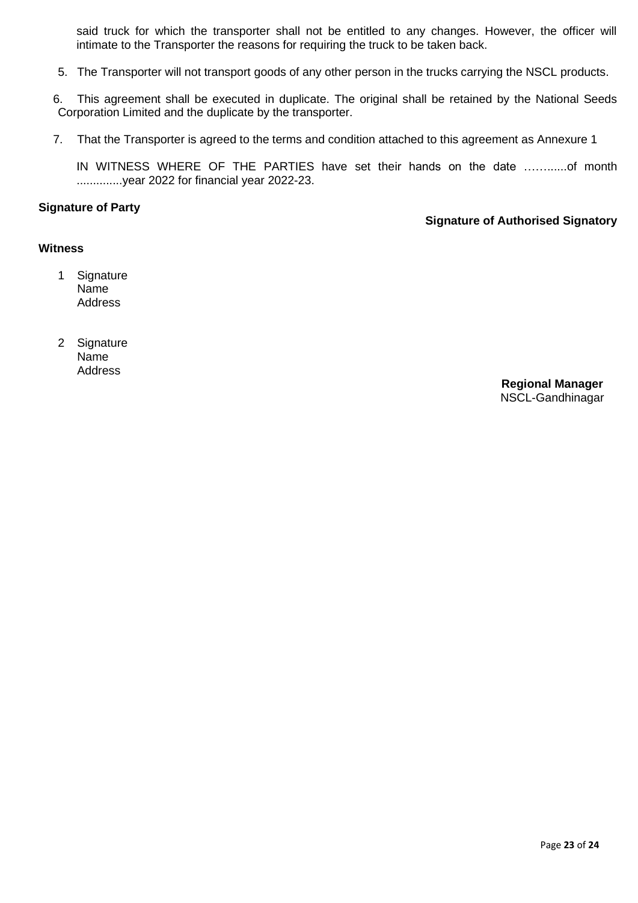said truck for which the transporter shall not be entitled to any changes. However, the officer will intimate to the Transporter the reasons for requiring the truck to be taken back.

5. The Transporter will not transport goods of any other person in the trucks carrying the NSCL products.

6. This agreement shall be executed in duplicate. The original shall be retained by the National Seeds Corporation Limited and the duplicate by the transporter.

7. That the Transporter is agreed to the terms and condition attached to this agreement as Annexure 1

IN WITNESS WHERE OF THE PARTIES have set their hands on the date ……......of month ..............year 2022 for financial year 2022-23.

**Signature of Party**

**Signature of Authorised Signatory**

**Witness**

1 Signature
Name
Address

2 Signature
Name
Address

**Regional Manager**
NSCL-Gandhinagar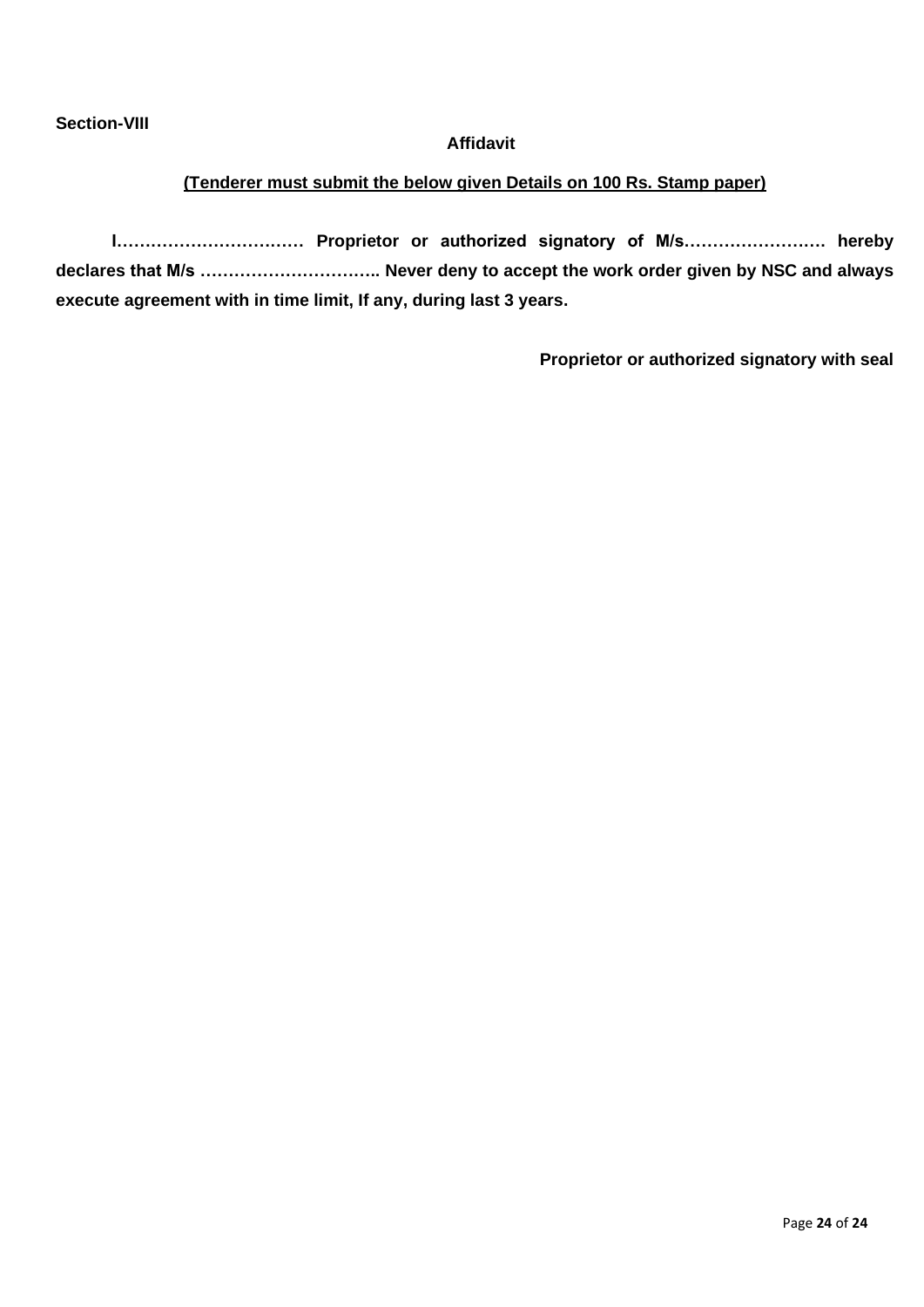**Section-VIII**

**Affidavit**

**(Tenderer must submit the below given Details on 100 Rs. Stamp paper)**

**I…………………………… Proprietor or authorized signatory of M/s……………………. hereby declares that M/s ………………………….. Never deny to accept the work order given by NSC and always execute agreement with in time limit, If any, during last 3 years.**

**Proprietor or authorized signatory with seal**